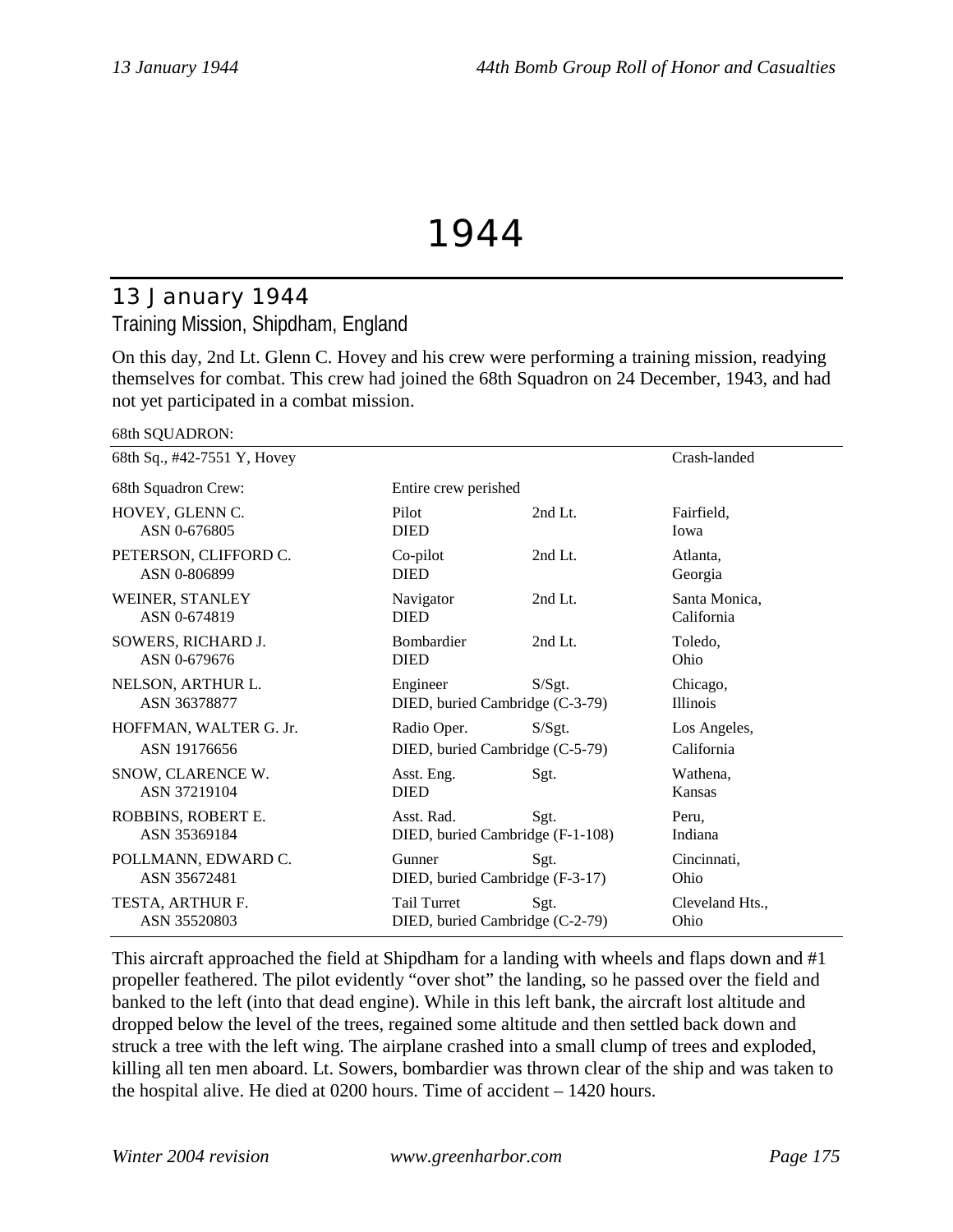# 1944

## 13 January 1944

### Training Mission, Shipdham, England

On this day, 2nd Lt. Glenn C. Hovey and his crew were performing a training mission, readying themselves for combat. This crew had joined the 68th Squadron on 24 December, 1943, and had not yet participated in a combat mission.

68th SQUADRON:

| 68th Sq., #42-7551 Y, Hovey | | | Crash-landed |
|---|---|---|---|
| 68th Squadron Crew: | Entire crew perished | | |
| HOVEY, GLENN C.<br>ASN 0-676805 | Pilot<br>DIED | 2nd Lt. | Fairfield,<br>Iowa |
| PETERSON, CLIFFORD C.<br>ASN 0-806899 | Co-pilot<br>DIED | 2nd Lt. | Atlanta,<br>Georgia |
| WEINER, STANLEY<br>ASN 0-674819 | Navigator<br>DIED | 2nd Lt. | Santa Monica,<br>California |
| SOWERS, RICHARD J.<br>ASN 0-679676 | Bombardier<br>DIED | 2nd Lt. | Toledo,<br>Ohio |
| NELSON, ARTHUR L.<br>ASN 36378877 | Engineer<br>DIED, buried Cambridge (C-3-79) | S/Sgt. | Chicago,<br>Illinois |
| HOFFMAN, WALTER G. Jr.<br>ASN 19176656 | Radio Oper.<br>DIED, buried Cambridge (C-5-79) | S/Sgt. | Los Angeles,<br>California |
| SNOW, CLARENCE W.<br>ASN 37219104 | Asst. Eng.<br>DIED | Sgt. | Wathena,<br>Kansas |
| ROBBINS, ROBERT E.<br>ASN 35369184 | Asst. Rad.<br>DIED, buried Cambridge (F-1-108) | Sgt. | Peru,<br>Indiana |
| POLLMANN, EDWARD C.<br>ASN 35672481 | Gunner<br>DIED, buried Cambridge (F-3-17) | Sgt. | Cincinnati,<br>Ohio |
| TESTA, ARTHUR F.<br>ASN 35520803 | Tail Turret<br>DIED, buried Cambridge (C-2-79) | Sgt. | Cleveland Hts.,<br>Ohio |

This aircraft approached the field at Shipdham for a landing with wheels and flaps down and #1 propeller feathered. The pilot evidently "over shot" the landing, so he passed over the field and banked to the left (into that dead engine). While in this left bank, the aircraft lost altitude and dropped below the level of the trees, regained some altitude and then settled back down and struck a tree with the left wing. The airplane crashed into a small clump of trees and exploded, killing all ten men aboard. Lt. Sowers, bombardier was thrown clear of the ship and was taken to the hospital alive. He died at 0200 hours. Time of accident – 1420 hours.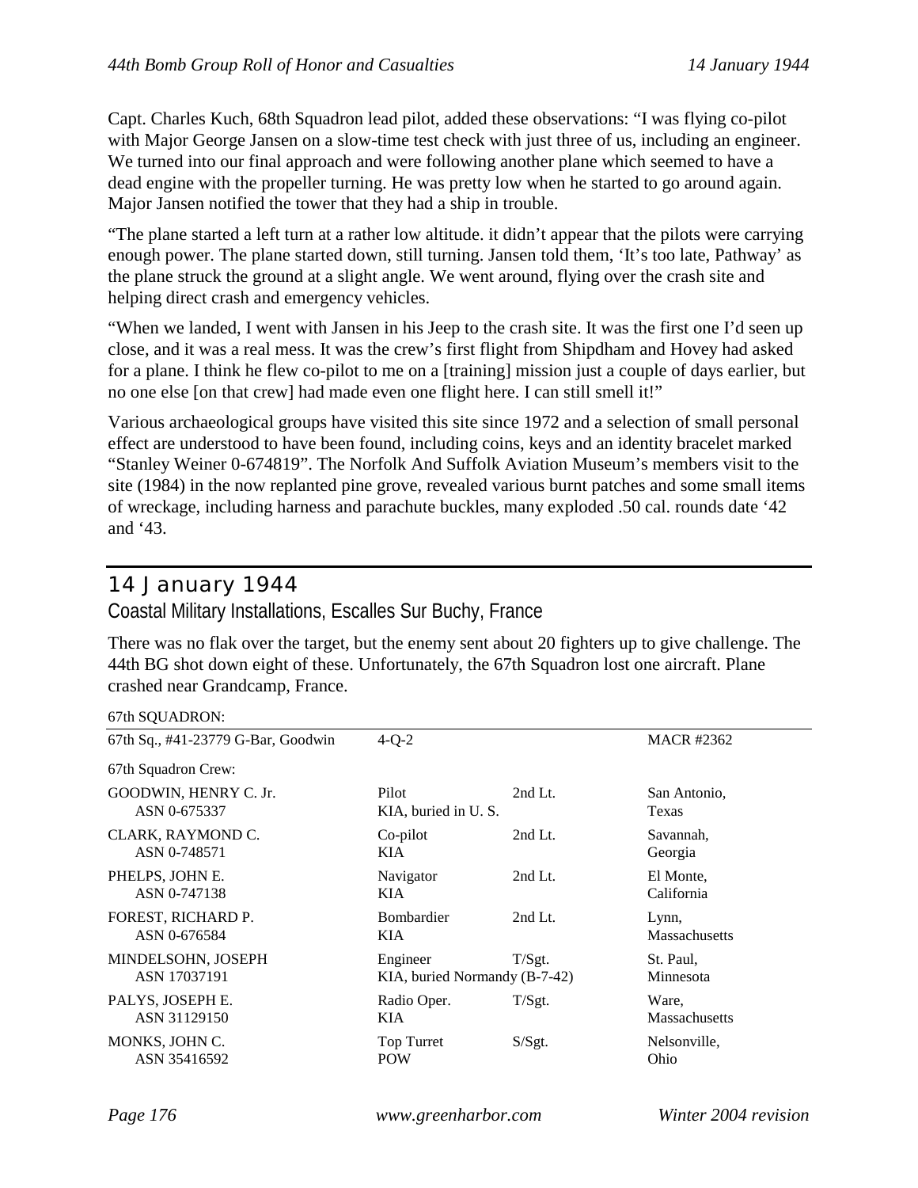Capt. Charles Kuch, 68th Squadron lead pilot, added these observations: “I was flying co-pilot with Major George Jansen on a slow-time test check with just three of us, including an engineer. We turned into our final approach and were following another plane which seemed to have a dead engine with the propeller turning. He was pretty low when he started to go around again. Major Jansen notified the tower that they had a ship in trouble.

“The plane started a left turn at a rather low altitude. it didn’t appear that the pilots were carrying enough power. The plane started down, still turning. Jansen told them, ‘It’s too late, Pathway’ as the plane struck the ground at a slight angle. We went around, flying over the crash site and helping direct crash and emergency vehicles.

“When we landed, I went with Jansen in his Jeep to the crash site. It was the first one I’d seen up close, and it was a real mess. It was the crew’s first flight from Shipdham and Hovey had asked for a plane. I think he flew co-pilot to me on a [training] mission just a couple of days earlier, but no one else [on that crew] had made even one flight here. I can still smell it!”

Various archaeological groups have visited this site since 1972 and a selection of small personal effect are understood to have been found, including coins, keys and an identity bracelet marked “Stanley Weiner 0-674819”. The Norfolk And Suffolk Aviation Museum’s members visit to the site (1984) in the now replanted pine grove, revealed various burnt patches and some small items of wreckage, including harness and parachute buckles, many exploded .50 cal. rounds date ‘42 and ‘43.

## 14 January 1944

### Coastal Military Installations, Escalles Sur Buchy, France

There was no flak over the target, but the enemy sent about 20 fighters up to give challenge. The 44th BG shot down eight of these. Unfortunately, the 67th Squadron lost one aircraft. Plane crashed near Grandcamp, France.

67th SQUADRON:

| 67th Sq., #41-23779 G-Bar, Goodwin | 4-Q-2 | | MACR #2362 |
|---|---|---|---|
| 67th Squadron Crew: | | | |
| GOODWIN, HENRY C. Jr.<br>ASN 0-675337 | Pilot<br>KIA, buried in U. S. | 2nd Lt. | San Antonio,<br>Texas |
| CLARK, RAYMOND C.<br>ASN 0-748571 | Co-pilot<br>KIA | 2nd Lt. | Savannah,<br>Georgia |
| PHELPS, JOHN E.<br>ASN 0-747138 | Navigator<br>KIA | 2nd Lt. | El Monte,<br>California |
| FOREST, RICHARD P.<br>ASN 0-676584 | Bombardier<br>KIA | 2nd Lt. | Lynn,<br>Massachusetts |
| MINDELSOHN, JOSEPH<br>ASN 17037191 | Engineer<br>KIA, buried Normandy (B-7-42) | T/Sgt. | St. Paul,<br>Minnesota |
| PALYS, JOSEPH E.<br>ASN 31129150 | Radio Oper.<br>KIA | T/Sgt. | Ware,<br>Massachusetts |
| MONKS, JOHN C.<br>ASN 35416592 | Top Turret<br>POW | S/Sgt. | Nelsonville,<br>Ohio |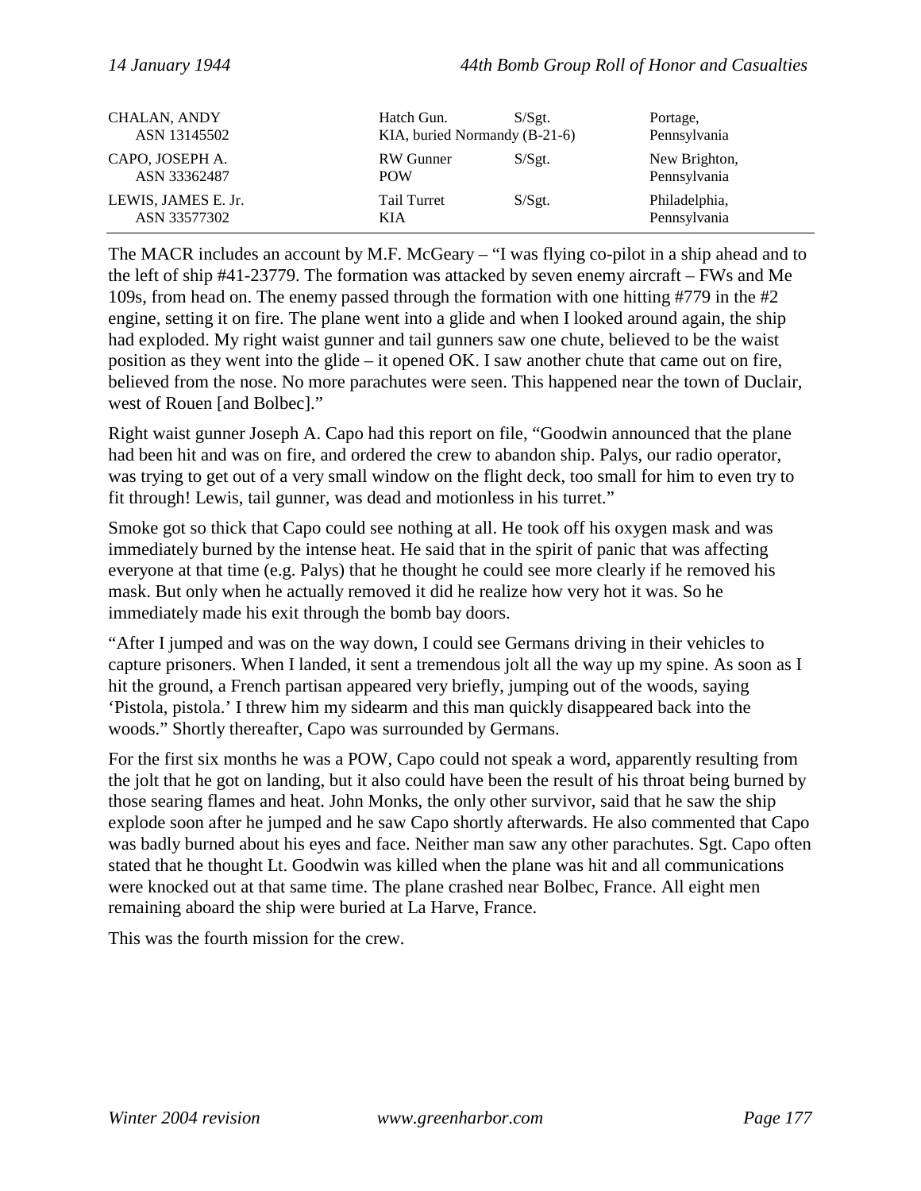| | | | |
|---|---|---|---|
| CHALAN, ANDY<br>ASN 13145502 | Hatch Gun.<br>KIA, buried Normandy (B-21-6) | S/Sgt. | Portage,<br>Pennsylvania |
| CAPO, JOSEPH A.<br>ASN 33362487 | RW Gunner<br>POW | S/Sgt. | New Brighton,<br>Pennsylvania |
| LEWIS, JAMES E. Jr.<br>ASN 33577302 | Tail Turret<br>KIA | S/Sgt. | Philadelphia,<br>Pennsylvania |

The MACR includes an account by M.F. McGeary – "I was flying co-pilot in a ship ahead and to the left of ship #41-23779. The formation was attacked by seven enemy aircraft – FWs and Me 109s, from head on. The enemy passed through the formation with one hitting #779 in the #2 engine, setting it on fire. The plane went into a glide and when I looked around again, the ship had exploded. My right waist gunner and tail gunners saw one chute, believed to be the waist position as they went into the glide – it opened OK. I saw another chute that came out on fire, believed from the nose. No more parachutes were seen. This happened near the town of Duclair, west of Rouen [and Bolbec]."

Right waist gunner Joseph A. Capo had this report on file, "Goodwin announced that the plane had been hit and was on fire, and ordered the crew to abandon ship. Palys, our radio operator, was trying to get out of a very small window on the flight deck, too small for him to even try to fit through! Lewis, tail gunner, was dead and motionless in his turret."

Smoke got so thick that Capo could see nothing at all. He took off his oxygen mask and was immediately burned by the intense heat. He said that in the spirit of panic that was affecting everyone at that time (e.g. Palys) that he thought he could see more clearly if he removed his mask. But only when he actually removed it did he realize how very hot it was. So he immediately made his exit through the bomb bay doors.

"After I jumped and was on the way down, I could see Germans driving in their vehicles to capture prisoners. When I landed, it sent a tremendous jolt all the way up my spine. As soon as I hit the ground, a French partisan appeared very briefly, jumping out of the woods, saying 'Pistola, pistola.' I threw him my sidearm and this man quickly disappeared back into the woods." Shortly thereafter, Capo was surrounded by Germans.

For the first six months he was a POW, Capo could not speak a word, apparently resulting from the jolt that he got on landing, but it also could have been the result of his throat being burned by those searing flames and heat. John Monks, the only other survivor, said that he saw the ship explode soon after he jumped and he saw Capo shortly afterwards. He also commented that Capo was badly burned about his eyes and face. Neither man saw any other parachutes. Sgt. Capo often stated that he thought Lt. Goodwin was killed when the plane was hit and all communications were knocked out at that same time. The plane crashed near Bolbec, France. All eight men remaining aboard the ship were buried at La Harve, France.

This was the fourth mission for the crew.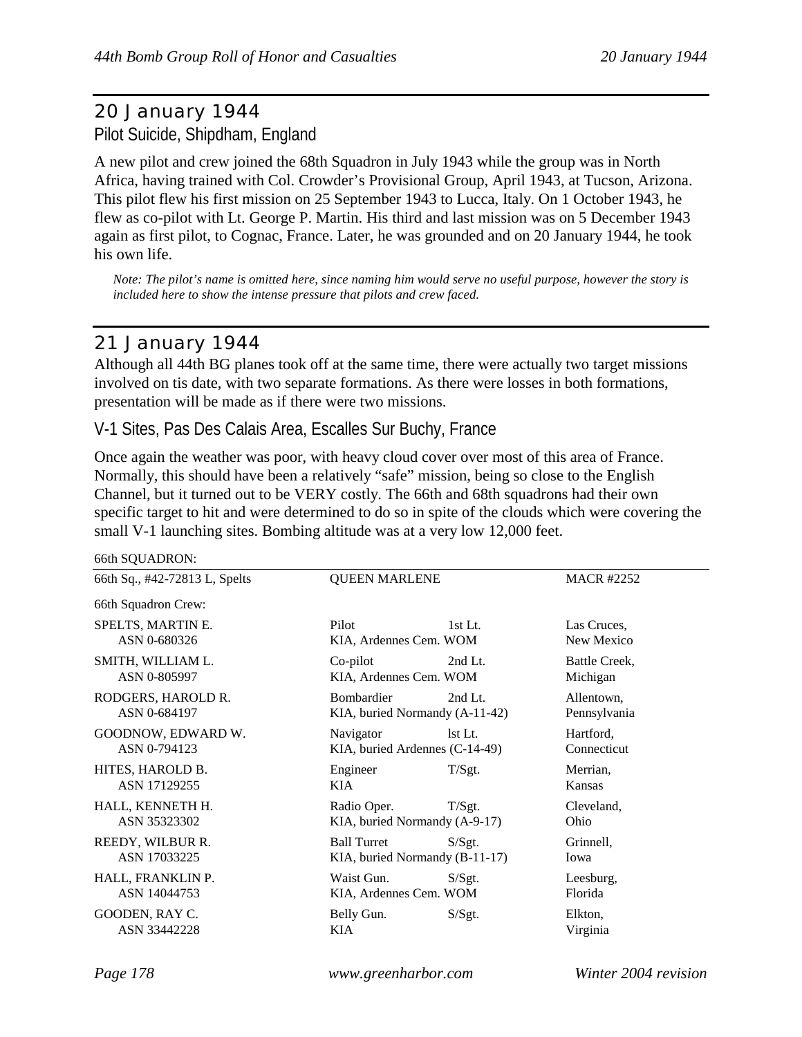## 20 January 1944

### Pilot Suicide, Shipdham, England

A new pilot and crew joined the 68th Squadron in July 1943 while the group was in North Africa, having trained with Col. Crowder's Provisional Group, April 1943, at Tucson, Arizona. This pilot flew his first mission on 25 September 1943 to Lucca, Italy. On 1 October 1943, he flew as co-pilot with Lt. George P. Martin. His third and last mission was on 5 December 1943 again as first pilot, to Cognac, France. Later, he was grounded and on 20 January 1944, he took his own life.

*Note: The pilot's name is omitted here, since naming him would serve no useful purpose, however the story is included here to show the intense pressure that pilots and crew faced.*

## 21 January 1944

Although all 44th BG planes took off at the same time, there were actually two target missions involved on tis date, with two separate formations. As there were losses in both formations, presentation will be made as if there were two missions.

### V-1 Sites, Pas Des Calais Area, Escalles Sur Buchy, France

Once again the weather was poor, with heavy cloud cover over most of this area of France. Normally, this should have been a relatively "safe" mission, being so close to the English Channel, but it turned out to be VERY costly. The 66th and 68th squadrons had their own specific target to hit and were determined to do so in spite of the clouds which were covering the small V-1 launching sites. Bombing altitude was at a very low 12,000 feet.

66th SQUADRON:

| 66th Sq., #42-72813 L, Spelts | QUEEN MARLENE | | MACR #2252 |
|---|---|---|---|
| 66th Squadron Crew: | | | |
| SPELTS, MARTIN E.<br>ASN 0-680326 | Pilot<br>KIA, Ardennes Cem. WOM | 1st Lt. | Las Cruces,<br>New Mexico |
| SMITH, WILLIAM L.<br>ASN 0-805997 | Co-pilot<br>KIA, Ardennes Cem. WOM | 2nd Lt. | Battle Creek,<br>Michigan |
| RODGERS, HAROLD R.<br>ASN 0-684197 | Bombardier<br>KIA, buried Normandy (A-11-42) | 2nd Lt. | Allentown,<br>Pennsylvania |
| GOODNOW, EDWARD W.<br>ASN 0-794123 | Navigator<br>KIA, buried Ardennes (C-14-49) | lst Lt. | Hartford,<br>Connecticut |
| HITES, HAROLD B.<br>ASN 17129255 | Engineer<br>KIA | T/Sgt. | Merrian,<br>Kansas |
| HALL, KENNETH H.<br>ASN 35323302 | Radio Oper.<br>KIA, buried Normandy (A-9-17) | T/Sgt. | Cleveland,<br>Ohio |
| REEDY, WILBUR R.<br>ASN 17033225 | Ball Turret<br>KIA, buried Normandy (B-11-17) | S/Sgt. | Grinnell,<br>Iowa |
| HALL, FRANKLIN P.<br>ASN 14044753 | Waist Gun.<br>KIA, Ardennes Cem. WOM | S/Sgt. | Leesburg,<br>Florida |
| GOODEN, RAY C.<br>ASN 33442228 | Belly Gun.<br>KIA | S/Sgt. | Elkton,<br>Virginia |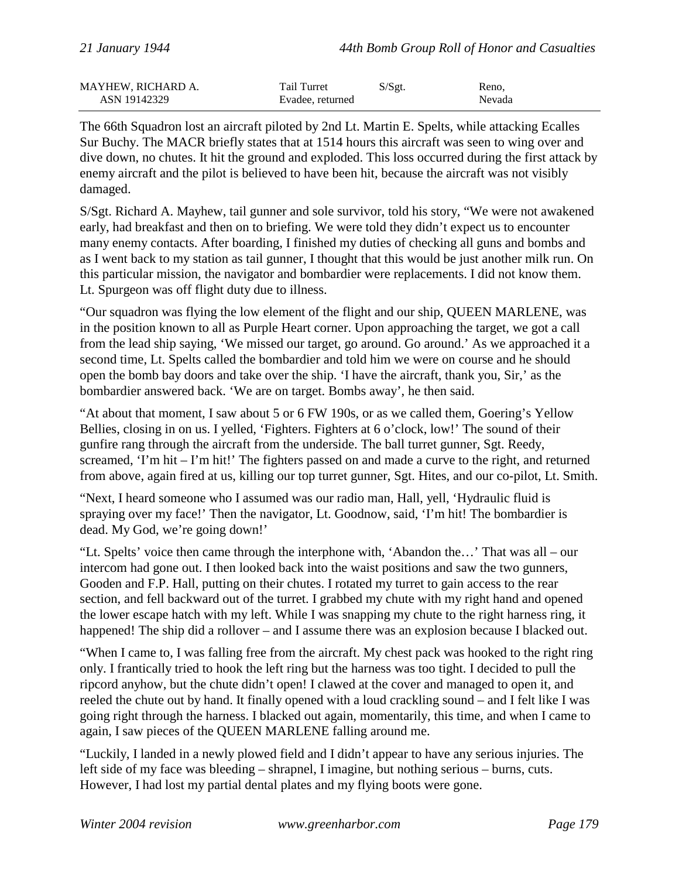| MAYHEW, RICHARD A. | Tail Turret | S/Sgt. | Reno, |
|---|---|---|---|
| ASN 19142329 | Evadee, returned | | Nevada |

The 66th Squadron lost an aircraft piloted by 2nd Lt. Martin E. Spelts, while attacking Ecalles Sur Buchy. The MACR briefly states that at 1514 hours this aircraft was seen to wing over and dive down, no chutes. It hit the ground and exploded. This loss occurred during the first attack by enemy aircraft and the pilot is believed to have been hit, because the aircraft was not visibly damaged.

S/Sgt. Richard A. Mayhew, tail gunner and sole survivor, told his story, "We were not awakened early, had breakfast and then on to briefing. We were told they didn't expect us to encounter many enemy contacts. After boarding, I finished my duties of checking all guns and bombs and as I went back to my station as tail gunner, I thought that this would be just another milk run. On this particular mission, the navigator and bombardier were replacements. I did not know them. Lt. Spurgeon was off flight duty due to illness.

"Our squadron was flying the low element of the flight and our ship, QUEEN MARLENE, was in the position known to all as Purple Heart corner. Upon approaching the target, we got a call from the lead ship saying, 'We missed our target, go around. Go around.' As we approached it a second time, Lt. Spelts called the bombardier and told him we were on course and he should open the bomb bay doors and take over the ship. 'I have the aircraft, thank you, Sir,' as the bombardier answered back. 'We are on target. Bombs away', he then said.

"At about that moment, I saw about 5 or 6 FW 190s, or as we called them, Goering's Yellow Bellies, closing in on us. I yelled, 'Fighters. Fighters at 6 o'clock, low!' The sound of their gunfire rang through the aircraft from the underside. The ball turret gunner, Sgt. Reedy, screamed, 'I'm hit – I'm hit!' The fighters passed on and made a curve to the right, and returned from above, again fired at us, killing our top turret gunner, Sgt. Hites, and our co-pilot, Lt. Smith.

"Next, I heard someone who I assumed was our radio man, Hall, yell, 'Hydraulic fluid is spraying over my face!' Then the navigator, Lt. Goodnow, said, 'I'm hit! The bombardier is dead. My God, we're going down!'

"Lt. Spelts' voice then came through the interphone with, 'Abandon the…' That was all – our intercom had gone out. I then looked back into the waist positions and saw the two gunners, Gooden and F.P. Hall, putting on their chutes. I rotated my turret to gain access to the rear section, and fell backward out of the turret. I grabbed my chute with my right hand and opened the lower escape hatch with my left. While I was snapping my chute to the right harness ring, it happened! The ship did a rollover – and I assume there was an explosion because I blacked out.

"When I came to, I was falling free from the aircraft. My chest pack was hooked to the right ring only. I frantically tried to hook the left ring but the harness was too tight. I decided to pull the ripcord anyhow, but the chute didn't open! I clawed at the cover and managed to open it, and reeled the chute out by hand. It finally opened with a loud crackling sound – and I felt like I was going right through the harness. I blacked out again, momentarily, this time, and when I came to again, I saw pieces of the QUEEN MARLENE falling around me.

"Luckily, I landed in a newly plowed field and I didn't appear to have any serious injuries. The left side of my face was bleeding – shrapnel, I imagine, but nothing serious – burns, cuts. However, I had lost my partial dental plates and my flying boots were gone.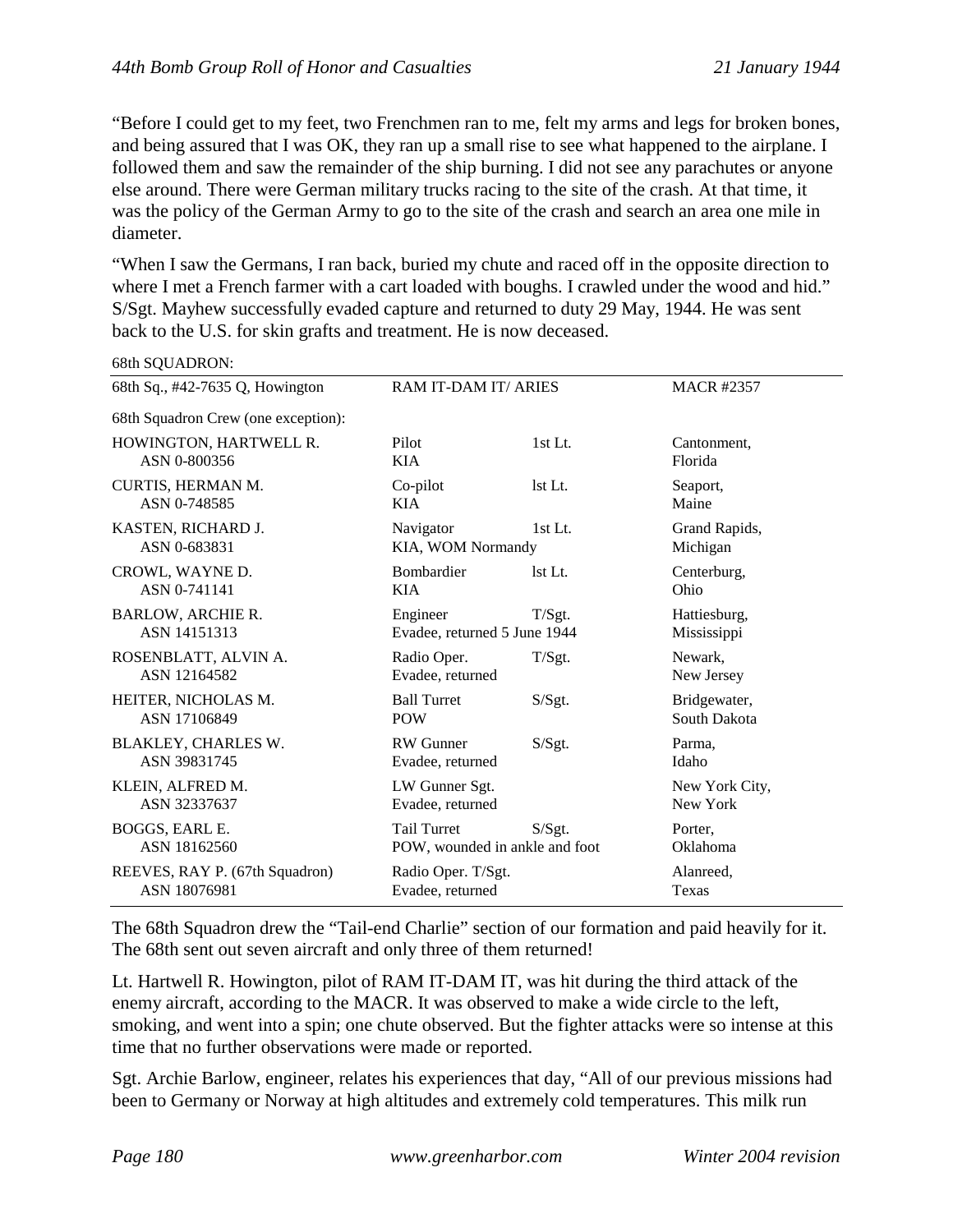"Before I could get to my feet, two Frenchmen ran to me, felt my arms and legs for broken bones, and being assured that I was OK, they ran up a small rise to see what happened to the airplane. I followed them and saw the remainder of the ship burning. I did not see any parachutes or anyone else around. There were German military trucks racing to the site of the crash. At that time, it was the policy of the German Army to go to the site of the crash and search an area one mile in diameter.

"When I saw the Germans, I ran back, buried my chute and raced off in the opposite direction to where I met a French farmer with a cart loaded with boughs. I crawled under the wood and hid." S/Sgt. Mayhew successfully evaded capture and returned to duty 29 May, 1944. He was sent back to the U.S. for skin grafts and treatment. He is now deceased.

68th SQUADRON:

| 68th Sq., #42-7635 Q, Howington | RAM IT-DAM IT/ ARIES | | MACR #2357 |
|---|---|---|---|
| 68th Squadron Crew (one exception): | | | |
| HOWINGTON, HARTWELL R.<br>ASN 0-800356 | Pilot<br>KIA | 1st Lt. | Cantonment,<br>Florida |
| CURTIS, HERMAN M.<br>ASN 0-748585 | Co-pilot<br>KIA | lst Lt. | Seaport,<br>Maine |
| KASTEN, RICHARD J.<br>ASN 0-683831 | Navigator<br>KIA, WOM Normandy | 1st Lt. | Grand Rapids,<br>Michigan |
| CROWL, WAYNE D.<br>ASN 0-741141 | Bombardier<br>KIA | lst Lt. | Centerburg,<br>Ohio |
| BARLOW, ARCHIE R.<br>ASN 14151313 | Engineer<br>Evadee, returned 5 June 1944 | T/Sgt. | Hattiesburg,<br>Mississippi |
| ROSENBLATT, ALVIN A.<br>ASN 12164582 | Radio Oper.<br>Evadee, returned | T/Sgt. | Newark,<br>New Jersey |
| HEITER, NICHOLAS M.<br>ASN 17106849 | Ball Turret<br>POW | S/Sgt. | Bridgewater,<br>South Dakota |
| BLAKLEY, CHARLES W.<br>ASN 39831745 | RW Gunner<br>Evadee, returned | S/Sgt. | Parma,<br>Idaho |
| KLEIN, ALFRED M.<br>ASN 32337637 | LW Gunner Sgt.<br>Evadee, returned | | New York City,<br>New York |
| BOGGS, EARL E.<br>ASN 18162560 | Tail Turret<br>POW, wounded in ankle and foot | S/Sgt. | Porter,<br>Oklahoma |
| REEVES, RAY P. (67th Squadron)<br>ASN 18076981 | Radio Oper. T/Sgt.<br>Evadee, returned | | Alanreed,<br>Texas |

The 68th Squadron drew the "Tail-end Charlie" section of our formation and paid heavily for it. The 68th sent out seven aircraft and only three of them returned!

Lt. Hartwell R. Howington, pilot of RAM IT-DAM IT, was hit during the third attack of the enemy aircraft, according to the MACR. It was observed to make a wide circle to the left, smoking, and went into a spin; one chute observed. But the fighter attacks were so intense at this time that no further observations were made or reported.

Sgt. Archie Barlow, engineer, relates his experiences that day, "All of our previous missions had been to Germany or Norway at high altitudes and extremely cold temperatures. This milk run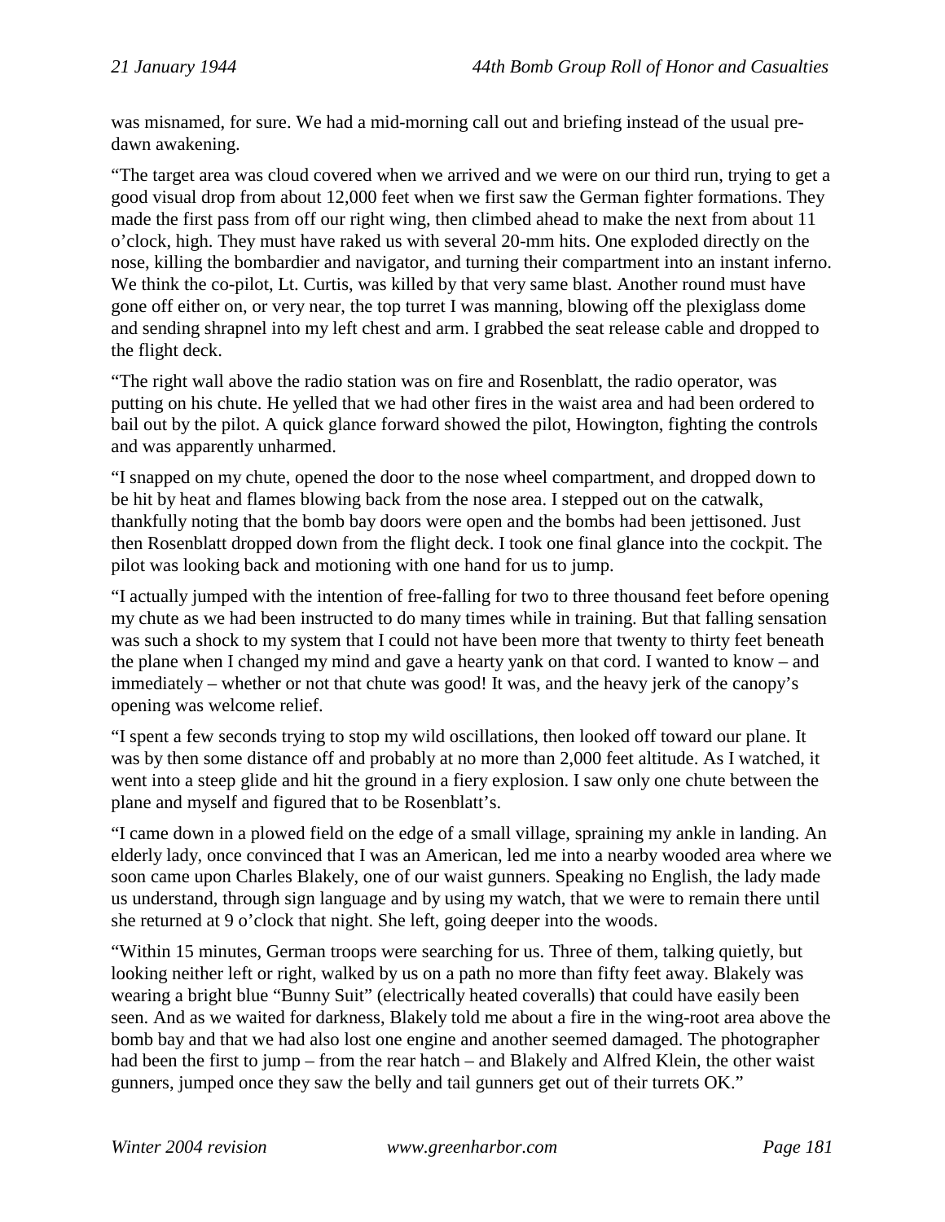was misnamed, for sure. We had a mid-morning call out and briefing instead of the usual pre-dawn awakening.

"The target area was cloud covered when we arrived and we were on our third run, trying to get a good visual drop from about 12,000 feet when we first saw the German fighter formations. They made the first pass from off our right wing, then climbed ahead to make the next from about 11 o'clock, high. They must have raked us with several 20-mm hits. One exploded directly on the nose, killing the bombardier and navigator, and turning their compartment into an instant inferno. We think the co-pilot, Lt. Curtis, was killed by that very same blast. Another round must have gone off either on, or very near, the top turret I was manning, blowing off the plexiglass dome and sending shrapnel into my left chest and arm. I grabbed the seat release cable and dropped to the flight deck.

"The right wall above the radio station was on fire and Rosenblatt, the radio operator, was putting on his chute. He yelled that we had other fires in the waist area and had been ordered to bail out by the pilot. A quick glance forward showed the pilot, Howington, fighting the controls and was apparently unharmed.

"I snapped on my chute, opened the door to the nose wheel compartment, and dropped down to be hit by heat and flames blowing back from the nose area. I stepped out on the catwalk, thankfully noting that the bomb bay doors were open and the bombs had been jettisoned. Just then Rosenblatt dropped down from the flight deck. I took one final glance into the cockpit. The pilot was looking back and motioning with one hand for us to jump.

"I actually jumped with the intention of free-falling for two to three thousand feet before opening my chute as we had been instructed to do many times while in training. But that falling sensation was such a shock to my system that I could not have been more that twenty to thirty feet beneath the plane when I changed my mind and gave a hearty yank on that cord. I wanted to know – and immediately – whether or not that chute was good! It was, and the heavy jerk of the canopy's opening was welcome relief.

"I spent a few seconds trying to stop my wild oscillations, then looked off toward our plane. It was by then some distance off and probably at no more than 2,000 feet altitude. As I watched, it went into a steep glide and hit the ground in a fiery explosion. I saw only one chute between the plane and myself and figured that to be Rosenblatt's.

"I came down in a plowed field on the edge of a small village, spraining my ankle in landing. An elderly lady, once convinced that I was an American, led me into a nearby wooded area where we soon came upon Charles Blakely, one of our waist gunners. Speaking no English, the lady made us understand, through sign language and by using my watch, that we were to remain there until she returned at 9 o'clock that night. She left, going deeper into the woods.

"Within 15 minutes, German troops were searching for us. Three of them, talking quietly, but looking neither left or right, walked by us on a path no more than fifty feet away. Blakely was wearing a bright blue "Bunny Suit" (electrically heated coveralls) that could have easily been seen. And as we waited for darkness, Blakely told me about a fire in the wing-root area above the bomb bay and that we had also lost one engine and another seemed damaged. The photographer had been the first to jump – from the rear hatch – and Blakely and Alfred Klein, the other waist gunners, jumped once they saw the belly and tail gunners get out of their turrets OK."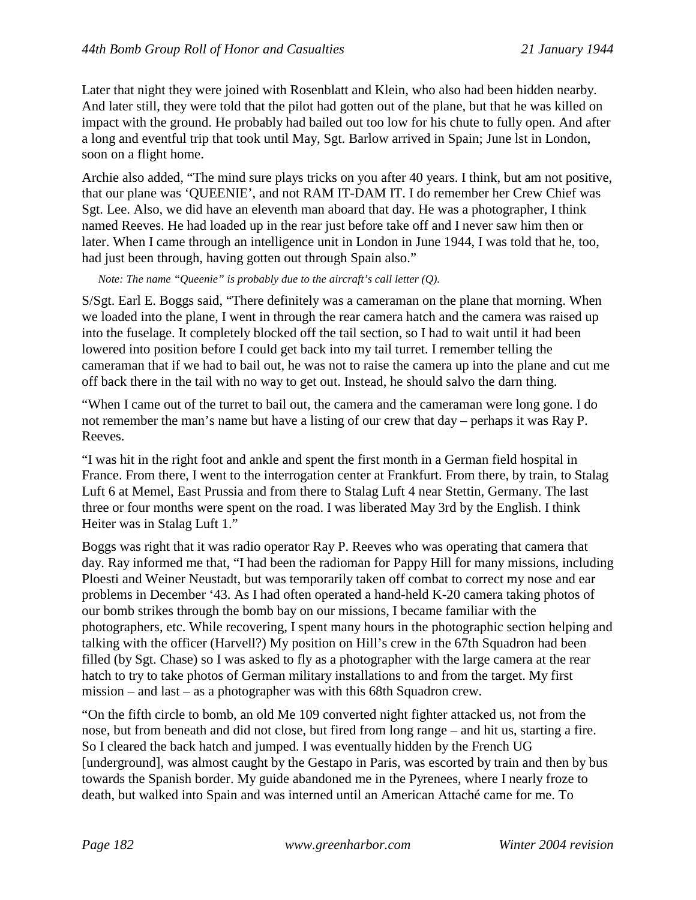Later that night they were joined with Rosenblatt and Klein, who also had been hidden nearby. And later still, they were told that the pilot had gotten out of the plane, but that he was killed on impact with the ground. He probably had bailed out too low for his chute to fully open. And after a long and eventful trip that took until May, Sgt. Barlow arrived in Spain; June lst in London, soon on a flight home.

Archie also added, "The mind sure plays tricks on you after 40 years. I think, but am not positive, that our plane was 'QUEENIE', and not RAM IT-DAM IT. I do remember her Crew Chief was Sgt. Lee. Also, we did have an eleventh man aboard that day. He was a photographer, I think named Reeves. He had loaded up in the rear just before take off and I never saw him then or later. When I came through an intelligence unit in London in June 1944, I was told that he, too, had just been through, having gotten out through Spain also."

*Note: The name "Queenie" is probably due to the aircraft's call letter (Q).*

S/Sgt. Earl E. Boggs said, "There definitely was a cameraman on the plane that morning. When we loaded into the plane, I went in through the rear camera hatch and the camera was raised up into the fuselage. It completely blocked off the tail section, so I had to wait until it had been lowered into position before I could get back into my tail turret. I remember telling the cameraman that if we had to bail out, he was not to raise the camera up into the plane and cut me off back there in the tail with no way to get out. Instead, he should salvo the darn thing.

"When I came out of the turret to bail out, the camera and the cameraman were long gone. I do not remember the man's name but have a listing of our crew that day – perhaps it was Ray P. Reeves.

"I was hit in the right foot and ankle and spent the first month in a German field hospital in France. From there, I went to the interrogation center at Frankfurt. From there, by train, to Stalag Luft 6 at Memel, East Prussia and from there to Stalag Luft 4 near Stettin, Germany. The last three or four months were spent on the road. I was liberated May 3rd by the English. I think Heiter was in Stalag Luft 1."

Boggs was right that it was radio operator Ray P. Reeves who was operating that camera that day. Ray informed me that, "I had been the radioman for Pappy Hill for many missions, including Ploesti and Weiner Neustadt, but was temporarily taken off combat to correct my nose and ear problems in December '43. As I had often operated a hand-held K-20 camera taking photos of our bomb strikes through the bomb bay on our missions, I became familiar with the photographers, etc. While recovering, I spent many hours in the photographic section helping and talking with the officer (Harvell?) My position on Hill's crew in the 67th Squadron had been filled (by Sgt. Chase) so I was asked to fly as a photographer with the large camera at the rear hatch to try to take photos of German military installations to and from the target. My first mission – and last – as a photographer was with this 68th Squadron crew.

"On the fifth circle to bomb, an old Me 109 converted night fighter attacked us, not from the nose, but from beneath and did not close, but fired from long range – and hit us, starting a fire. So I cleared the back hatch and jumped. I was eventually hidden by the French UG [underground], was almost caught by the Gestapo in Paris, was escorted by train and then by bus towards the Spanish border. My guide abandoned me in the Pyrenees, where I nearly froze to death, but walked into Spain and was interned until an American Attaché came for me. To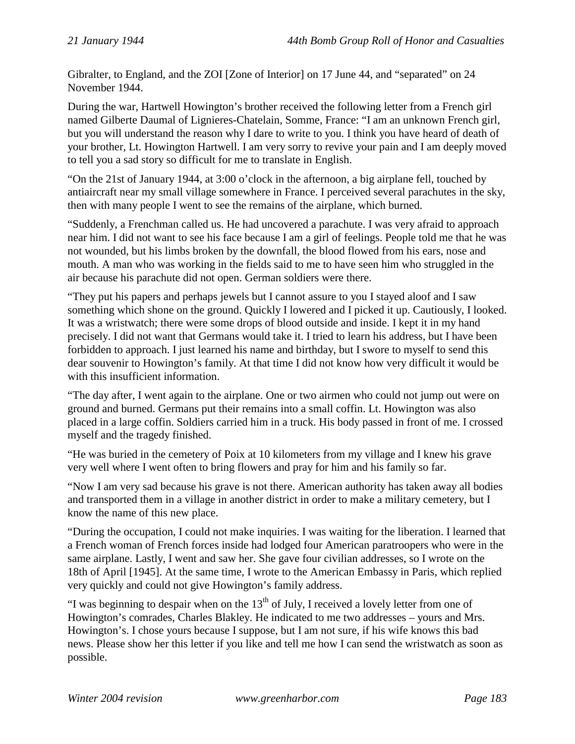Gibralter, to England, and the ZOI [Zone of Interior] on 17 June 44, and "separated" on 24 November 1944.

During the war, Hartwell Howington's brother received the following letter from a French girl named Gilberte Daumal of Lignieres-Chatelain, Somme, France: "I am an unknown French girl, but you will understand the reason why I dare to write to you. I think you have heard of death of your brother, Lt. Howington Hartwell. I am very sorry to revive your pain and I am deeply moved to tell you a sad story so difficult for me to translate in English.

"On the 21st of January 1944, at 3:00 o'clock in the afternoon, a big airplane fell, touched by antiaircraft near my small village somewhere in France. I perceived several parachutes in the sky, then with many people I went to see the remains of the airplane, which burned.

"Suddenly, a Frenchman called us. He had uncovered a parachute. I was very afraid to approach near him. I did not want to see his face because I am a girl of feelings. People told me that he was not wounded, but his limbs broken by the downfall, the blood flowed from his ears, nose and mouth. A man who was working in the fields said to me to have seen him who struggled in the air because his parachute did not open. German soldiers were there.

"They put his papers and perhaps jewels but I cannot assure to you I stayed aloof and I saw something which shone on the ground. Quickly I lowered and I picked it up. Cautiously, I looked. It was a wristwatch; there were some drops of blood outside and inside. I kept it in my hand precisely. I did not want that Germans would take it. I tried to learn his address, but I have been forbidden to approach. I just learned his name and birthday, but I swore to myself to send this dear souvenir to Howington's family. At that time I did not know how very difficult it would be with this insufficient information.

"The day after, I went again to the airplane. One or two airmen who could not jump out were on ground and burned. Germans put their remains into a small coffin. Lt. Howington was also placed in a large coffin. Soldiers carried him in a truck. His body passed in front of me. I crossed myself and the tragedy finished.

"He was buried in the cemetery of Poix at 10 kilometers from my village and I knew his grave very well where I went often to bring flowers and pray for him and his family so far.

"Now I am very sad because his grave is not there. American authority has taken away all bodies and transported them in a village in another district in order to make a military cemetery, but I know the name of this new place.

"During the occupation, I could not make inquiries. I was waiting for the liberation. I learned that a French woman of French forces inside had lodged four American paratroopers who were in the same airplane. Lastly, I went and saw her. She gave four civilian addresses, so I wrote on the 18th of April [1945]. At the same time, I wrote to the American Embassy in Paris, which replied very quickly and could not give Howington's family address.

"I was beginning to despair when on the 13th of July, I received a lovely letter from one of Howington's comrades, Charles Blakley. He indicated to me two addresses – yours and Mrs. Howington's. I chose yours because I suppose, but I am not sure, if his wife knows this bad news. Please show her this letter if you like and tell me how I can send the wristwatch as soon as possible.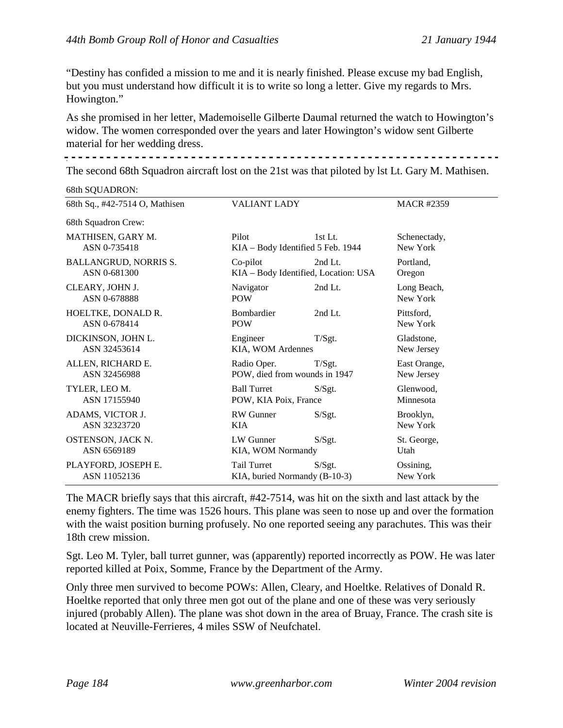"Destiny has confided a mission to me and it is nearly finished. Please excuse my bad English, but you must understand how difficult it is to write so long a letter. Give my regards to Mrs. Howington."

As she promised in her letter, Mademoiselle Gilberte Daumal returned the watch to Howington's widow. The women corresponded over the years and later Howington's widow sent Gilberte material for her wedding dress.

---

The second 68th Squadron aircraft lost on the 21st was that piloted by lst Lt. Gary M. Mathisen.

68th SQUADRON:

| 68th Sq., #42-7514 O, Mathisen | VALIANT LADY | | MACR #2359 |
|---|---|---|---|
| 68th Squadron Crew: | | | |
| MATHISEN, GARY M. ASN 0-735418 | Pilot KIA – Body Identified 5 Feb. 1944 | 1st Lt. | Schenectady, New York |
| BALLANGRUD, NORRIS S. ASN 0-681300 | Co-pilot KIA – Body Identified, Location: USA | 2nd Lt. | Portland, Oregon |
| CLEARY, JOHN J. ASN 0-678888 | Navigator POW | 2nd Lt. | Long Beach, New York |
| HOELTKE, DONALD R. ASN 0-678414 | Bombardier POW | 2nd Lt. | Pittsford, New York |
| DICKINSON, JOHN L. ASN 32453614 | Engineer KIA, WOM Ardennes | T/Sgt. | Gladstone, New Jersey |
| ALLEN, RICHARD E. ASN 32456988 | Radio Oper. POW, died from wounds in 1947 | T/Sgt. | East Orange, New Jersey |
| TYLER, LEO M. ASN 17155940 | Ball Turret POW, KIA Poix, France | S/Sgt. | Glenwood, Minnesota |
| ADAMS, VICTOR J. ASN 32323720 | RW Gunner KIA | S/Sgt. | Brooklyn, New York |
| OSTENSON, JACK N. ASN 6569189 | LW Gunner KIA, WOM Normandy | S/Sgt. | St. George, Utah |
| PLAYFORD, JOSEPH E. ASN 11052136 | Tail Turret KIA, buried Normandy (B-10-3) | S/Sgt. | Ossining, New York |

The MACR briefly says that this aircraft, #42-7514, was hit on the sixth and last attack by the enemy fighters. The time was 1526 hours. This plane was seen to nose up and over the formation with the waist position burning profusely. No one reported seeing any parachutes. This was their 18th crew mission.

Sgt. Leo M. Tyler, ball turret gunner, was (apparently) reported incorrectly as POW. He was later reported killed at Poix, Somme, France by the Department of the Army.

Only three men survived to become POWs: Allen, Cleary, and Hoeltke. Relatives of Donald R. Hoeltke reported that only three men got out of the plane and one of these was very seriously injured (probably Allen). The plane was shot down in the area of Bruay, France. The crash site is located at Neuville-Ferrieres, 4 miles SSW of Neufchatel.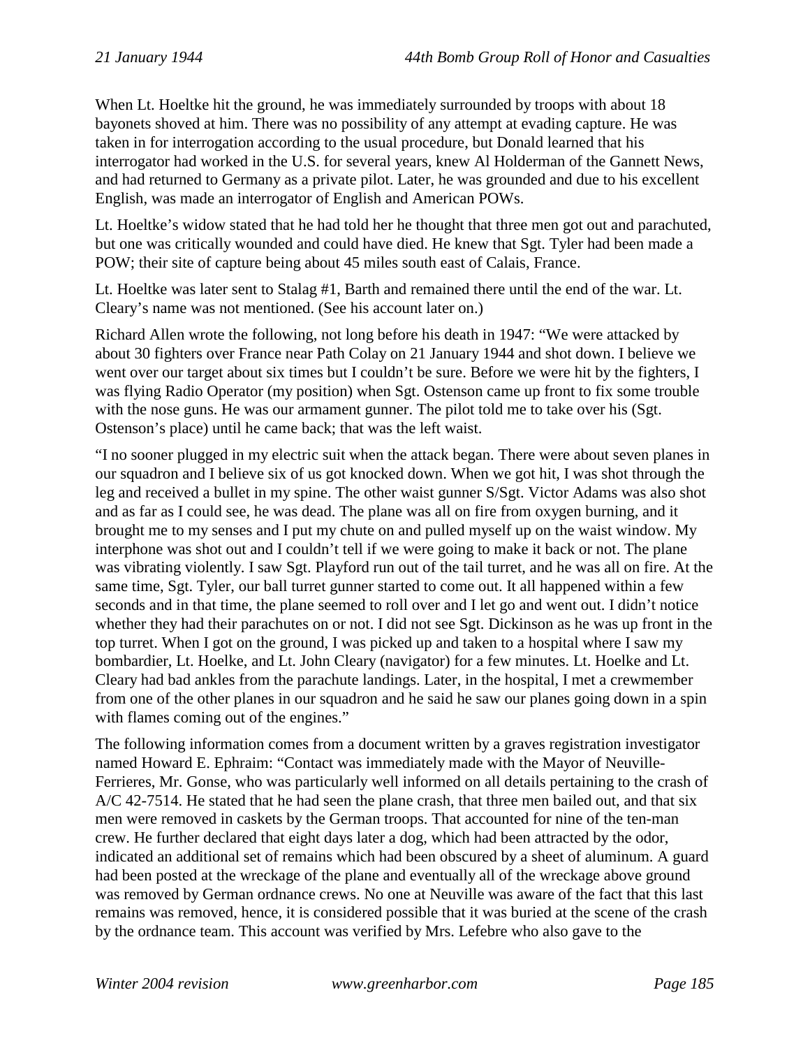When Lt. Hoeltke hit the ground, he was immediately surrounded by troops with about 18 bayonets shoved at him. There was no possibility of any attempt at evading capture. He was taken in for interrogation according to the usual procedure, but Donald learned that his interrogator had worked in the U.S. for several years, knew Al Holderman of the Gannett News, and had returned to Germany as a private pilot. Later, he was grounded and due to his excellent English, was made an interrogator of English and American POWs.

Lt. Hoeltke's widow stated that he had told her he thought that three men got out and parachuted, but one was critically wounded and could have died. He knew that Sgt. Tyler had been made a POW; their site of capture being about 45 miles south east of Calais, France.

Lt. Hoeltke was later sent to Stalag #1, Barth and remained there until the end of the war. Lt. Cleary's name was not mentioned. (See his account later on.)

Richard Allen wrote the following, not long before his death in 1947: "We were attacked by about 30 fighters over France near Path Colay on 21 January 1944 and shot down. I believe we went over our target about six times but I couldn't be sure. Before we were hit by the fighters, I was flying Radio Operator (my position) when Sgt. Ostenson came up front to fix some trouble with the nose guns. He was our armament gunner. The pilot told me to take over his (Sgt. Ostenson's place) until he came back; that was the left waist.

"I no sooner plugged in my electric suit when the attack began. There were about seven planes in our squadron and I believe six of us got knocked down. When we got hit, I was shot through the leg and received a bullet in my spine. The other waist gunner S/Sgt. Victor Adams was also shot and as far as I could see, he was dead. The plane was all on fire from oxygen burning, and it brought me to my senses and I put my chute on and pulled myself up on the waist window. My interphone was shot out and I couldn't tell if we were going to make it back or not. The plane was vibrating violently. I saw Sgt. Playford run out of the tail turret, and he was all on fire. At the same time, Sgt. Tyler, our ball turret gunner started to come out. It all happened within a few seconds and in that time, the plane seemed to roll over and I let go and went out. I didn't notice whether they had their parachutes on or not. I did not see Sgt. Dickinson as he was up front in the top turret. When I got on the ground, I was picked up and taken to a hospital where I saw my bombardier, Lt. Hoelke, and Lt. John Cleary (navigator) for a few minutes. Lt. Hoelke and Lt. Cleary had bad ankles from the parachute landings. Later, in the hospital, I met a crewmember from one of the other planes in our squadron and he said he saw our planes going down in a spin with flames coming out of the engines."

The following information comes from a document written by a graves registration investigator named Howard E. Ephraim: "Contact was immediately made with the Mayor of Neuville-Ferrieres, Mr. Gonse, who was particularly well informed on all details pertaining to the crash of A/C 42-7514. He stated that he had seen the plane crash, that three men bailed out, and that six men were removed in caskets by the German troops. That accounted for nine of the ten-man crew. He further declared that eight days later a dog, which had been attracted by the odor, indicated an additional set of remains which had been obscured by a sheet of aluminum. A guard had been posted at the wreckage of the plane and eventually all of the wreckage above ground was removed by German ordnance crews. No one at Neuville was aware of the fact that this last remains was removed, hence, it is considered possible that it was buried at the scene of the crash by the ordnance team. This account was verified by Mrs. Lefebre who also gave to the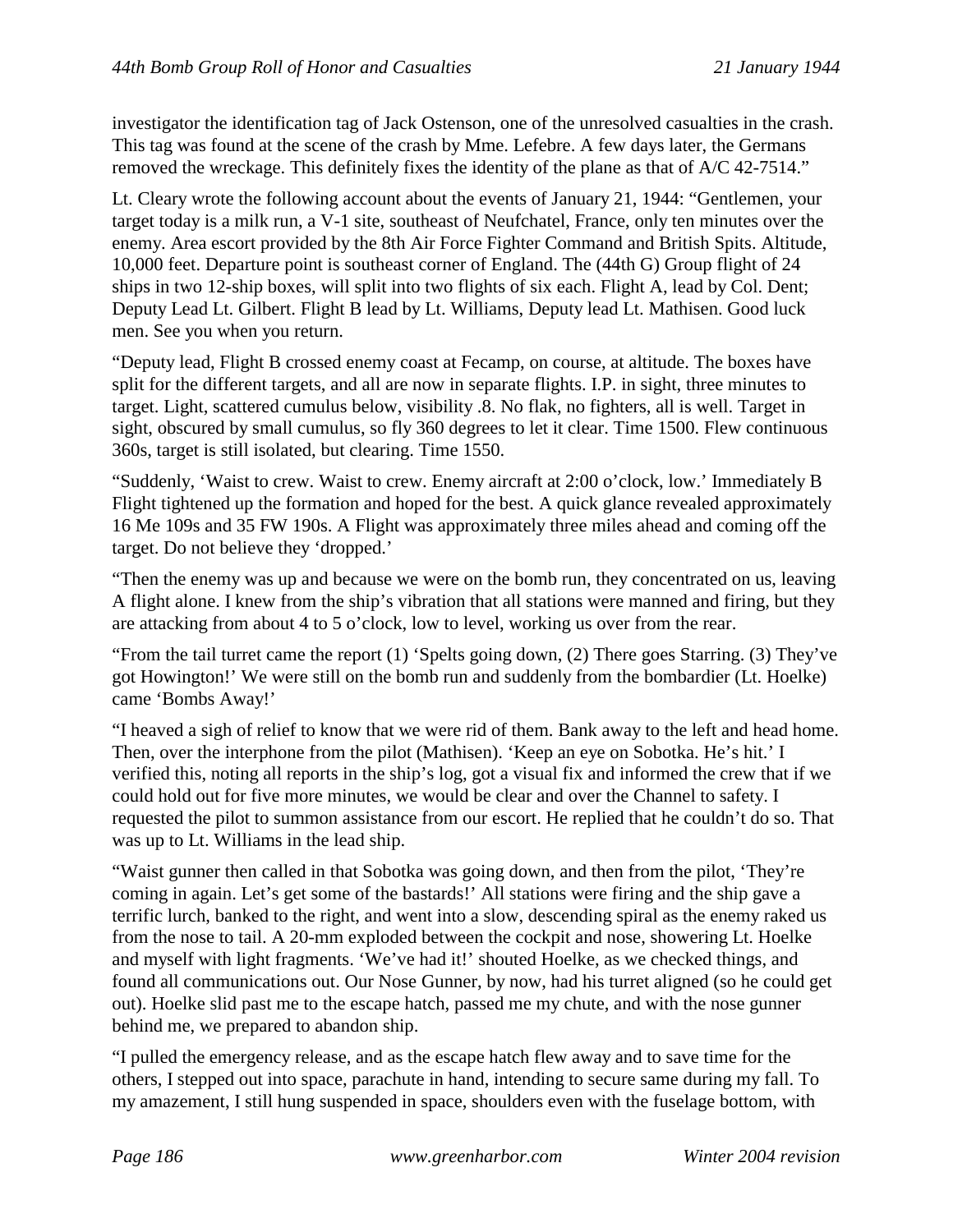investigator the identification tag of Jack Ostenson, one of the unresolved casualties in the crash. This tag was found at the scene of the crash by Mme. Lefebre. A few days later, the Germans removed the wreckage. This definitely fixes the identity of the plane as that of A/C 42-7514."

Lt. Cleary wrote the following account about the events of January 21, 1944: "Gentlemen, your target today is a milk run, a V-1 site, southeast of Neufchatel, France, only ten minutes over the enemy. Area escort provided by the 8th Air Force Fighter Command and British Spits. Altitude, 10,000 feet. Departure point is southeast corner of England. The (44th G) Group flight of 24 ships in two 12-ship boxes, will split into two flights of six each. Flight A, lead by Col. Dent; Deputy Lead Lt. Gilbert. Flight B lead by Lt. Williams, Deputy lead Lt. Mathisen. Good luck men. See you when you return.

"Deputy lead, Flight B crossed enemy coast at Fecamp, on course, at altitude. The boxes have split for the different targets, and all are now in separate flights. I.P. in sight, three minutes to target. Light, scattered cumulus below, visibility .8. No flak, no fighters, all is well. Target in sight, obscured by small cumulus, so fly 360 degrees to let it clear. Time 1500. Flew continuous 360s, target is still isolated, but clearing. Time 1550.

"Suddenly, 'Waist to crew. Waist to crew. Enemy aircraft at 2:00 o'clock, low.' Immediately B Flight tightened up the formation and hoped for the best. A quick glance revealed approximately 16 Me 109s and 35 FW 190s. A Flight was approximately three miles ahead and coming off the target. Do not believe they 'dropped.'

"Then the enemy was up and because we were on the bomb run, they concentrated on us, leaving A flight alone. I knew from the ship's vibration that all stations were manned and firing, but they are attacking from about 4 to 5 o'clock, low to level, working us over from the rear.

"From the tail turret came the report (1) 'Spelts going down, (2) There goes Starring. (3) They've got Howington!' We were still on the bomb run and suddenly from the bombardier (Lt. Hoelke) came 'Bombs Away!'

"I heaved a sigh of relief to know that we were rid of them. Bank away to the left and head home. Then, over the interphone from the pilot (Mathisen). 'Keep an eye on Sobotka. He's hit.' I verified this, noting all reports in the ship's log, got a visual fix and informed the crew that if we could hold out for five more minutes, we would be clear and over the Channel to safety. I requested the pilot to summon assistance from our escort. He replied that he couldn't do so. That was up to Lt. Williams in the lead ship.

"Waist gunner then called in that Sobotka was going down, and then from the pilot, 'They're coming in again. Let's get some of the bastards!' All stations were firing and the ship gave a terrific lurch, banked to the right, and went into a slow, descending spiral as the enemy raked us from the nose to tail. A 20-mm exploded between the cockpit and nose, showering Lt. Hoelke and myself with light fragments. 'We've had it!' shouted Hoelke, as we checked things, and found all communications out. Our Nose Gunner, by now, had his turret aligned (so he could get out). Hoelke slid past me to the escape hatch, passed me my chute, and with the nose gunner behind me, we prepared to abandon ship.

"I pulled the emergency release, and as the escape hatch flew away and to save time for the others, I stepped out into space, parachute in hand, intending to secure same during my fall. To my amazement, I still hung suspended in space, shoulders even with the fuselage bottom, with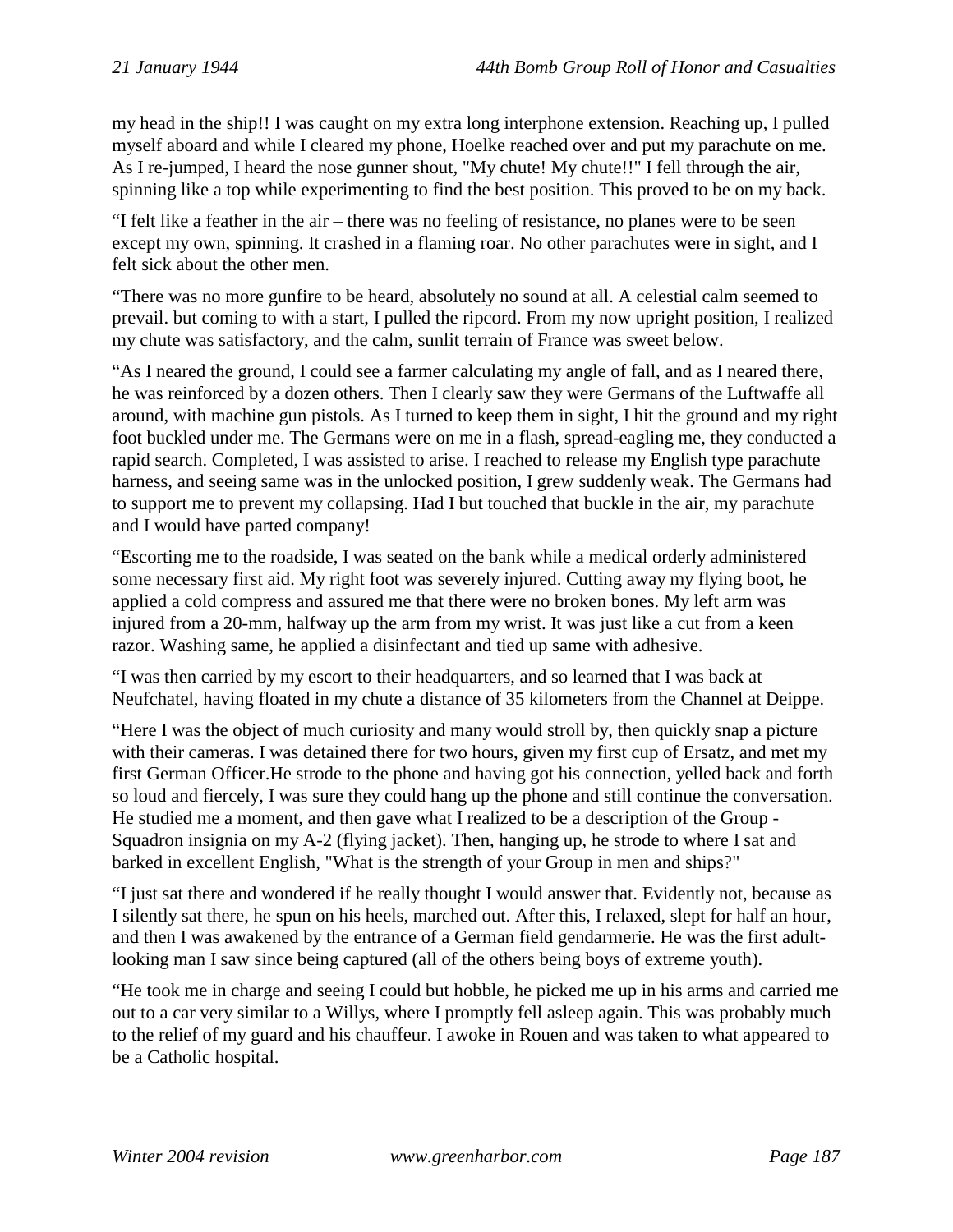my head in the ship!! I was caught on my extra long interphone extension. Reaching up, I pulled myself aboard and while I cleared my phone, Hoelke reached over and put my parachute on me. As I re-jumped, I heard the nose gunner shout, "My chute! My chute!!" I fell through the air, spinning like a top while experimenting to find the best position. This proved to be on my back.

“I felt like a feather in the air – there was no feeling of resistance, no planes were to be seen except my own, spinning. It crashed in a flaming roar. No other parachutes were in sight, and I felt sick about the other men.

“There was no more gunfire to be heard, absolutely no sound at all. A celestial calm seemed to prevail. but coming to with a start, I pulled the ripcord. From my now upright position, I realized my chute was satisfactory, and the calm, sunlit terrain of France was sweet below.

“As I neared the ground, I could see a farmer calculating my angle of fall, and as I neared there, he was reinforced by a dozen others. Then I clearly saw they were Germans of the Luftwaffe all around, with machine gun pistols. As I turned to keep them in sight, I hit the ground and my right foot buckled under me. The Germans were on me in a flash, spread-eagling me, they conducted a rapid search. Completed, I was assisted to arise. I reached to release my English type parachute harness, and seeing same was in the unlocked position, I grew suddenly weak. The Germans had to support me to prevent my collapsing. Had I but touched that buckle in the air, my parachute and I would have parted company!

“Escorting me to the roadside, I was seated on the bank while a medical orderly administered some necessary first aid. My right foot was severely injured. Cutting away my flying boot, he applied a cold compress and assured me that there were no broken bones. My left arm was injured from a 20-mm, halfway up the arm from my wrist. It was just like a cut from a keen razor. Washing same, he applied a disinfectant and tied up same with adhesive.

“I was then carried by my escort to their headquarters, and so learned that I was back at Neufchatel, having floated in my chute a distance of 35 kilometers from the Channel at Deippe.

“Here I was the object of much curiosity and many would stroll by, then quickly snap a picture with their cameras. I was detained there for two hours, given my first cup of Ersatz, and met my first German Officer.He strode to the phone and having got his connection, yelled back and forth so loud and fiercely, I was sure they could hang up the phone and still continue the conversation. He studied me a moment, and then gave what I realized to be a description of the Group - Squadron insignia on my A-2 (flying jacket). Then, hanging up, he strode to where I sat and barked in excellent English, "What is the strength of your Group in men and ships?"

“I just sat there and wondered if he really thought I would answer that. Evidently not, because as I silently sat there, he spun on his heels, marched out. After this, I relaxed, slept for half an hour, and then I was awakened by the entrance of a German field gendarmerie. He was the first adult-looking man I saw since being captured (all of the others being boys of extreme youth).

“He took me in charge and seeing I could but hobble, he picked me up in his arms and carried me out to a car very similar to a Willys, where I promptly fell asleep again. This was probably much to the relief of my guard and his chauffeur. I awoke in Rouen and was taken to what appeared to be a Catholic hospital.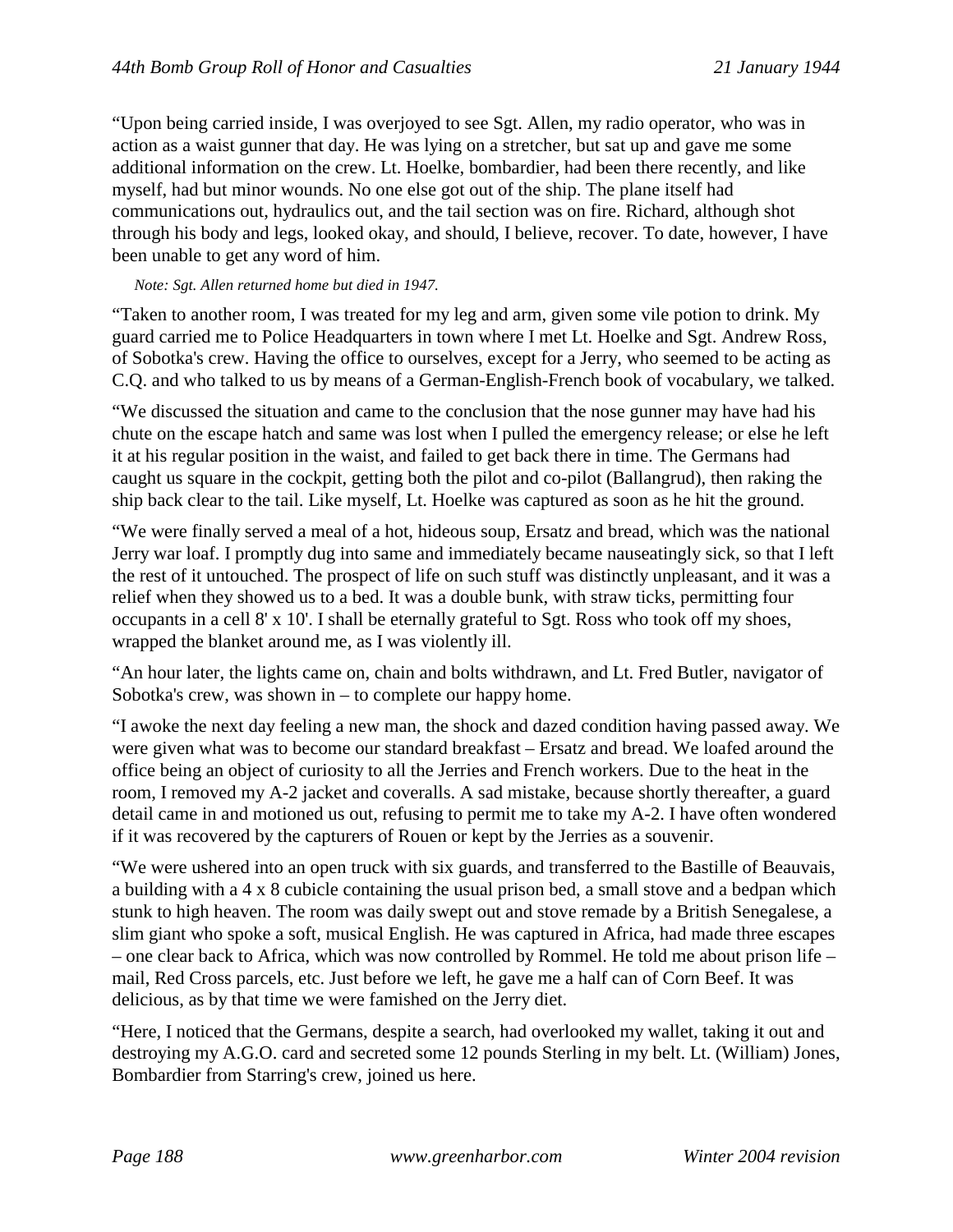"Upon being carried inside, I was overjoyed to see Sgt. Allen, my radio operator, who was in action as a waist gunner that day. He was lying on a stretcher, but sat up and gave me some additional information on the crew. Lt. Hoelke, bombardier, had been there recently, and like myself, had but minor wounds. No one else got out of the ship. The plane itself had communications out, hydraulics out, and the tail section was on fire. Richard, although shot through his body and legs, looked okay, and should, I believe, recover. To date, however, I have been unable to get any word of him.

*Note: Sgt. Allen returned home but died in 1947.*

"Taken to another room, I was treated for my leg and arm, given some vile potion to drink. My guard carried me to Police Headquarters in town where I met Lt. Hoelke and Sgt. Andrew Ross, of Sobotka's crew. Having the office to ourselves, except for a Jerry, who seemed to be acting as C.Q. and who talked to us by means of a German-English-French book of vocabulary, we talked.

"We discussed the situation and came to the conclusion that the nose gunner may have had his chute on the escape hatch and same was lost when I pulled the emergency release; or else he left it at his regular position in the waist, and failed to get back there in time. The Germans had caught us square in the cockpit, getting both the pilot and co-pilot (Ballangrud), then raking the ship back clear to the tail. Like myself, Lt. Hoelke was captured as soon as he hit the ground.

"We were finally served a meal of a hot, hideous soup, Ersatz and bread, which was the national Jerry war loaf. I promptly dug into same and immediately became nauseatingly sick, so that I left the rest of it untouched. The prospect of life on such stuff was distinctly unpleasant, and it was a relief when they showed us to a bed. It was a double bunk, with straw ticks, permitting four occupants in a cell 8' x 10'. I shall be eternally grateful to Sgt. Ross who took off my shoes, wrapped the blanket around me, as I was violently ill.

"An hour later, the lights came on, chain and bolts withdrawn, and Lt. Fred Butler, navigator of Sobotka's crew, was shown in – to complete our happy home.

"I awoke the next day feeling a new man, the shock and dazed condition having passed away. We were given what was to become our standard breakfast – Ersatz and bread. We loafed around the office being an object of curiosity to all the Jerries and French workers. Due to the heat in the room, I removed my A-2 jacket and coveralls. A sad mistake, because shortly thereafter, a guard detail came in and motioned us out, refusing to permit me to take my A-2. I have often wondered if it was recovered by the capturers of Rouen or kept by the Jerries as a souvenir.

"We were ushered into an open truck with six guards, and transferred to the Bastille of Beauvais, a building with a 4 x 8 cubicle containing the usual prison bed, a small stove and a bedpan which stunk to high heaven. The room was daily swept out and stove remade by a British Senegalese, a slim giant who spoke a soft, musical English. He was captured in Africa, had made three escapes – one clear back to Africa, which was now controlled by Rommel. He told me about prison life – mail, Red Cross parcels, etc. Just before we left, he gave me a half can of Corn Beef. It was delicious, as by that time we were famished on the Jerry diet.

"Here, I noticed that the Germans, despite a search, had overlooked my wallet, taking it out and destroying my A.G.O. card and secreted some 12 pounds Sterling in my belt. Lt. (William) Jones, Bombardier from Starring's crew, joined us here.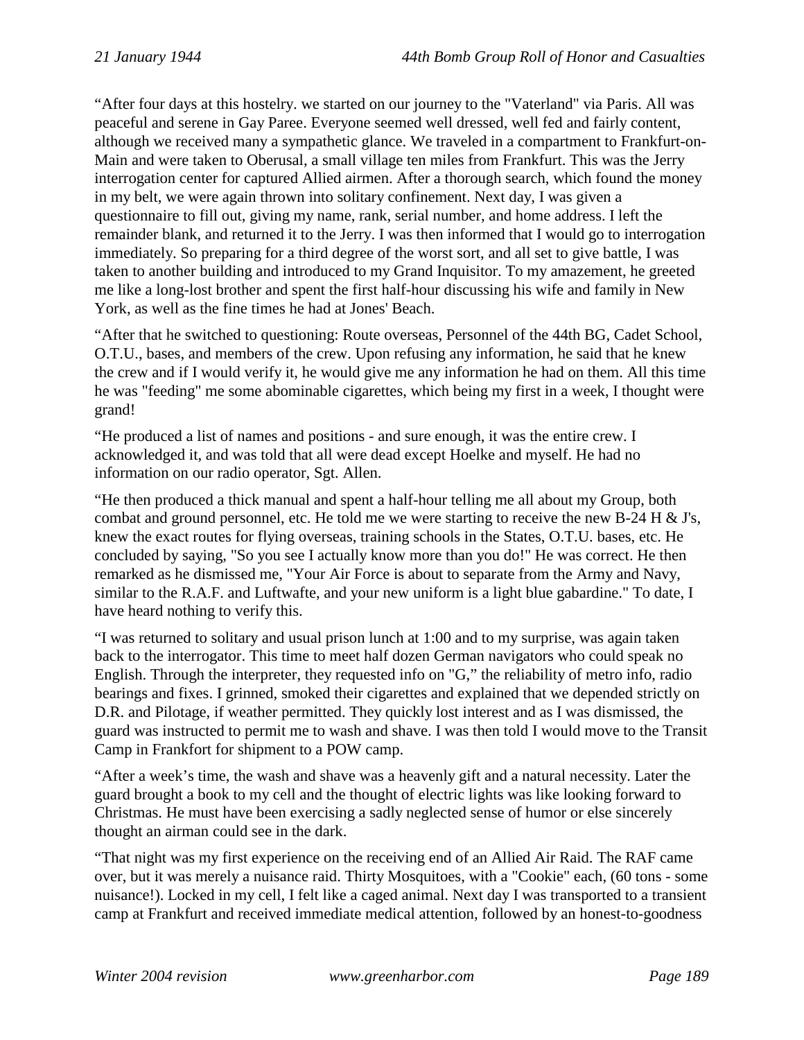"After four days at this hostelry. we started on our journey to the "Vaterland" via Paris. All was peaceful and serene in Gay Paree. Everyone seemed well dressed, well fed and fairly content, although we received many a sympathetic glance. We traveled in a compartment to Frankfurt-on-Main and were taken to Oberusal, a small village ten miles from Frankfurt. This was the Jerry interrogation center for captured Allied airmen. After a thorough search, which found the money in my belt, we were again thrown into solitary confinement. Next day, I was given a questionnaire to fill out, giving my name, rank, serial number, and home address. I left the remainder blank, and returned it to the Jerry. I was then informed that I would go to interrogation immediately. So preparing for a third degree of the worst sort, and all set to give battle, I was taken to another building and introduced to my Grand Inquisitor. To my amazement, he greeted me like a long-lost brother and spent the first half-hour discussing his wife and family in New York, as well as the fine times he had at Jones' Beach.

"After that he switched to questioning: Route overseas, Personnel of the 44th BG, Cadet School, O.T.U., bases, and members of the crew. Upon refusing any information, he said that he knew the crew and if I would verify it, he would give me any information he had on them. All this time he was "feeding" me some abominable cigarettes, which being my first in a week, I thought were grand!

"He produced a list of names and positions - and sure enough, it was the entire crew. I acknowledged it, and was told that all were dead except Hoelke and myself. He had no information on our radio operator, Sgt. Allen.

"He then produced a thick manual and spent a half-hour telling me all about my Group, both combat and ground personnel, etc. He told me we were starting to receive the new B-24 H & J's, knew the exact routes for flying overseas, training schools in the States, O.T.U. bases, etc. He concluded by saying, "So you see I actually know more than you do!" He was correct. He then remarked as he dismissed me, "Your Air Force is about to separate from the Army and Navy, similar to the R.A.F. and Luftwafte, and your new uniform is a light blue gabardine." To date, I have heard nothing to verify this.

"I was returned to solitary and usual prison lunch at 1:00 and to my surprise, was again taken back to the interrogator. This time to meet half dozen German navigators who could speak no English. Through the interpreter, they requested info on "G," the reliability of metro info, radio bearings and fixes. I grinned, smoked their cigarettes and explained that we depended strictly on D.R. and Pilotage, if weather permitted. They quickly lost interest and as I was dismissed, the guard was instructed to permit me to wash and shave. I was then told I would move to the Transit Camp in Frankfort for shipment to a POW camp.

"After a week's time, the wash and shave was a heavenly gift and a natural necessity. Later the guard brought a book to my cell and the thought of electric lights was like looking forward to Christmas. He must have been exercising a sadly neglected sense of humor or else sincerely thought an airman could see in the dark.

"That night was my first experience on the receiving end of an Allied Air Raid. The RAF came over, but it was merely a nuisance raid. Thirty Mosquitoes, with a "Cookie" each, (60 tons - some nuisance!). Locked in my cell, I felt like a caged animal. Next day I was transported to a transient camp at Frankfurt and received immediate medical attention, followed by an honest-to-goodness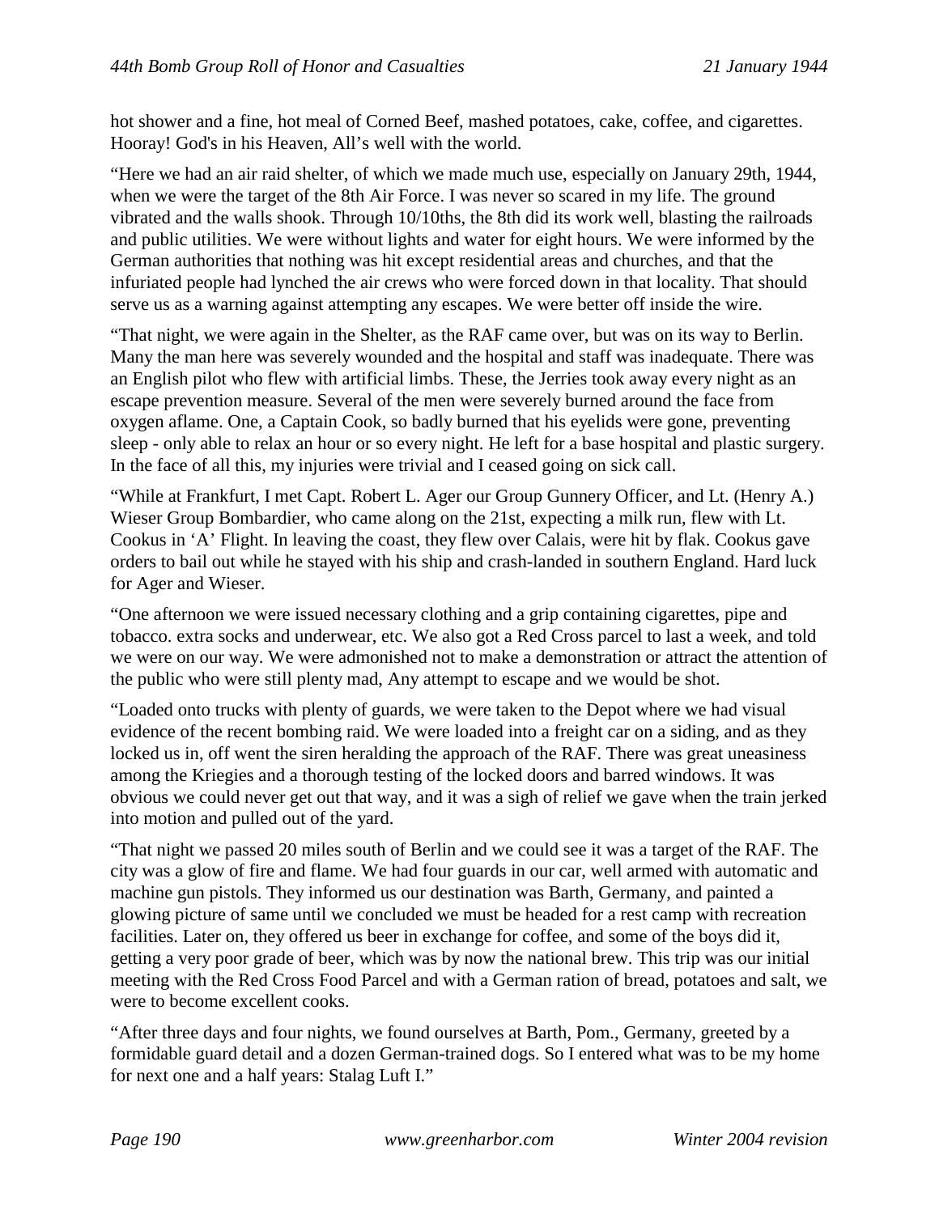hot shower and a fine, hot meal of Corned Beef, mashed potatoes, cake, coffee, and cigarettes. Hooray! God's in his Heaven, All’s well with the world.

“Here we had an air raid shelter, of which we made much use, especially on January 29th, 1944, when we were the target of the 8th Air Force. I was never so scared in my life. The ground vibrated and the walls shook. Through 10/10ths, the 8th did its work well, blasting the railroads and public utilities. We were without lights and water for eight hours. We were informed by the German authorities that nothing was hit except residential areas and churches, and that the infuriated people had lynched the air crews who were forced down in that locality. That should serve us as a warning against attempting any escapes. We were better off inside the wire.

“That night, we were again in the Shelter, as the RAF came over, but was on its way to Berlin. Many the man here was severely wounded and the hospital and staff was inadequate. There was an English pilot who flew with artificial limbs. These, the Jerries took away every night as an escape prevention measure. Several of the men were severely burned around the face from oxygen aflame. One, a Captain Cook, so badly burned that his eyelids were gone, preventing sleep - only able to relax an hour or so every night. He left for a base hospital and plastic surgery. In the face of all this, my injuries were trivial and I ceased going on sick call.

“While at Frankfurt, I met Capt. Robert L. Ager our Group Gunnery Officer, and Lt. (Henry A.) Wieser Group Bombardier, who came along on the 21st, expecting a milk run, flew with Lt. Cookus in ‘A’ Flight. In leaving the coast, they flew over Calais, were hit by flak. Cookus gave orders to bail out while he stayed with his ship and crash-landed in southern England. Hard luck for Ager and Wieser.

“One afternoon we were issued necessary clothing and a grip containing cigarettes, pipe and tobacco. extra socks and underwear, etc. We also got a Red Cross parcel to last a week, and told we were on our way. We were admonished not to make a demonstration or attract the attention of the public who were still plenty mad, Any attempt to escape and we would be shot.

“Loaded onto trucks with plenty of guards, we were taken to the Depot where we had visual evidence of the recent bombing raid. We were loaded into a freight car on a siding, and as they locked us in, off went the siren heralding the approach of the RAF. There was great uneasiness among the Kriegies and a thorough testing of the locked doors and barred windows. It was obvious we could never get out that way, and it was a sigh of relief we gave when the train jerked into motion and pulled out of the yard.

“That night we passed 20 miles south of Berlin and we could see it was a target of the RAF. The city was a glow of fire and flame. We had four guards in our car, well armed with automatic and machine gun pistols. They informed us our destination was Barth, Germany, and painted a glowing picture of same until we concluded we must be headed for a rest camp with recreation facilities. Later on, they offered us beer in exchange for coffee, and some of the boys did it, getting a very poor grade of beer, which was by now the national brew. This trip was our initial meeting with the Red Cross Food Parcel and with a German ration of bread, potatoes and salt, we were to become excellent cooks.

“After three days and four nights, we found ourselves at Barth, Pom., Germany, greeted by a formidable guard detail and a dozen German-trained dogs. So I entered what was to be my home for next one and a half years: Stalag Luft I.”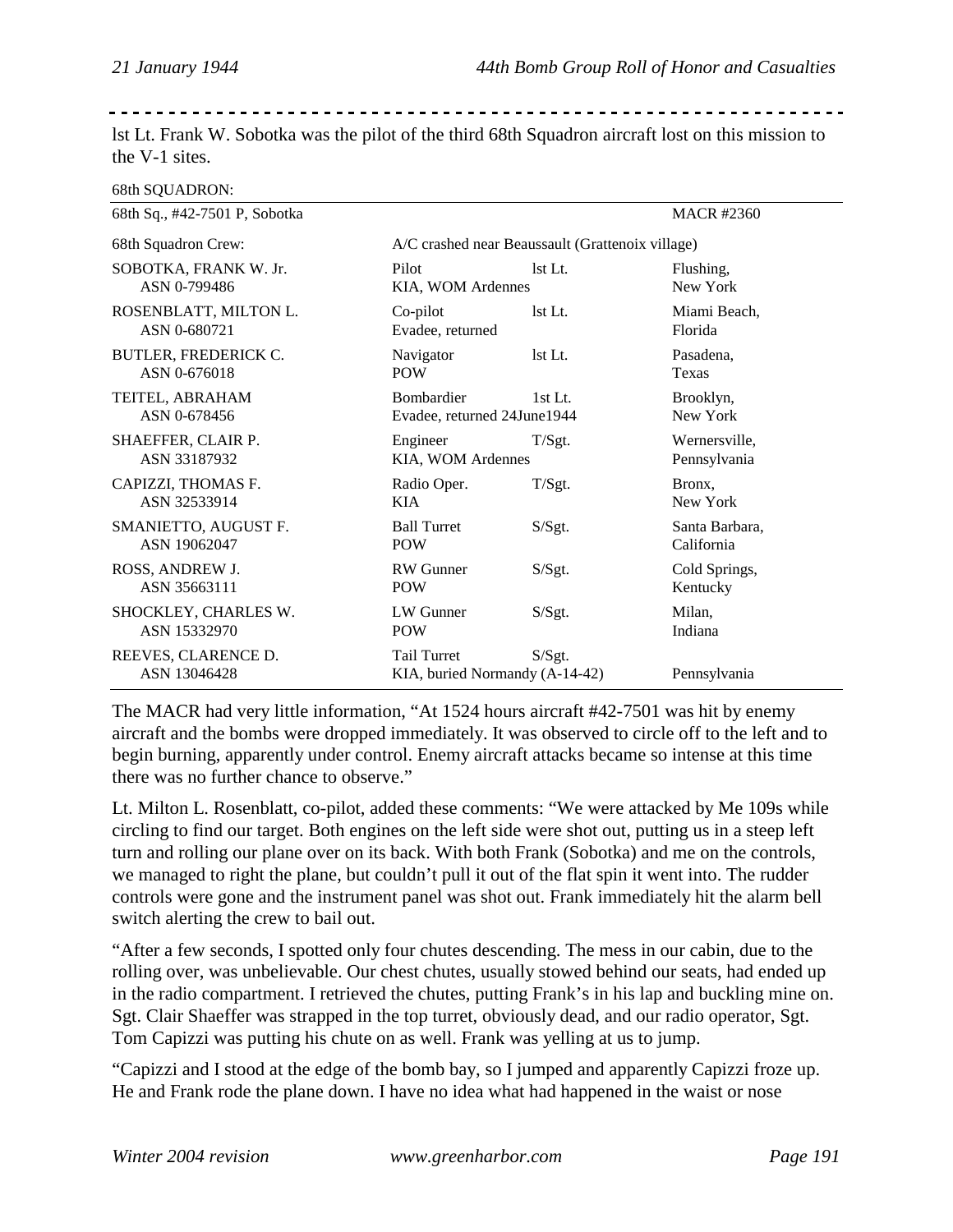lst Lt. Frank W. Sobotka was the pilot of the third 68th Squadron aircraft lost on this mission to the V-1 sites.

68th SQUADRON:

| 68th Sq., #42-7501 P, Sobotka | | | MACR #2360 |
|---|---|---|---|
| 68th Squadron Crew: | A/C crashed near Beaussault (Grattenoix village) | | |
| SOBOTKA, FRANK W. Jr.<br>ASN 0-799486 | Pilot<br>KIA, WOM Ardennes | lst Lt. | Flushing,<br>New York |
| ROSENBLATT, MILTON L.<br>ASN 0-680721 | Co-pilot<br>Evadee, returned | lst Lt. | Miami Beach,<br>Florida |
| BUTLER, FREDERICK C.<br>ASN 0-676018 | Navigator<br>POW | lst Lt. | Pasadena,<br>Texas |
| TEITEL, ABRAHAM<br>ASN 0-678456 | Bombardier<br>Evadee, returned 24June1944 | 1st Lt. | Brooklyn,<br>New York |
| SHAEFFER, CLAIR P.<br>ASN 33187932 | Engineer<br>KIA, WOM Ardennes | T/Sgt. | Wernersville,<br>Pennsylvania |
| CAPIZZI, THOMAS F.<br>ASN 32533914 | Radio Oper.<br>KIA | T/Sgt. | Bronx,<br>New York |
| SMANIETTO, AUGUST F.<br>ASN 19062047 | Ball Turret<br>POW | S/Sgt. | Santa Barbara,<br>California |
| ROSS, ANDREW J.<br>ASN 35663111 | RW Gunner<br>POW | S/Sgt. | Cold Springs,<br>Kentucky |
| SHOCKLEY, CHARLES W.<br>ASN 15332970 | LW Gunner<br>POW | S/Sgt. | Milan,<br>Indiana |
| REEVES, CLARENCE D.<br>ASN 13046428 | Tail Turret<br>KIA, buried Normandy (A-14-42) | S/Sgt. | Pennsylvania |

The MACR had very little information, “At 1524 hours aircraft #42-7501 was hit by enemy aircraft and the bombs were dropped immediately. It was observed to circle off to the left and to begin burning, apparently under control. Enemy aircraft attacks became so intense at this time there was no further chance to observe.”

Lt. Milton L. Rosenblatt, co-pilot, added these comments: “We were attacked by Me 109s while circling to find our target. Both engines on the left side were shot out, putting us in a steep left turn and rolling our plane over on its back. With both Frank (Sobotka) and me on the controls, we managed to right the plane, but couldn’t pull it out of the flat spin it went into. The rudder controls were gone and the instrument panel was shot out. Frank immediately hit the alarm bell switch alerting the crew to bail out.

“After a few seconds, I spotted only four chutes descending. The mess in our cabin, due to the rolling over, was unbelievable. Our chest chutes, usually stowed behind our seats, had ended up in the radio compartment. I retrieved the chutes, putting Frank’s in his lap and buckling mine on. Sgt. Clair Shaeffer was strapped in the top turret, obviously dead, and our radio operator, Sgt. Tom Capizzi was putting his chute on as well. Frank was yelling at us to jump.

“Capizzi and I stood at the edge of the bomb bay, so I jumped and apparently Capizzi froze up. He and Frank rode the plane down. I have no idea what had happened in the waist or nose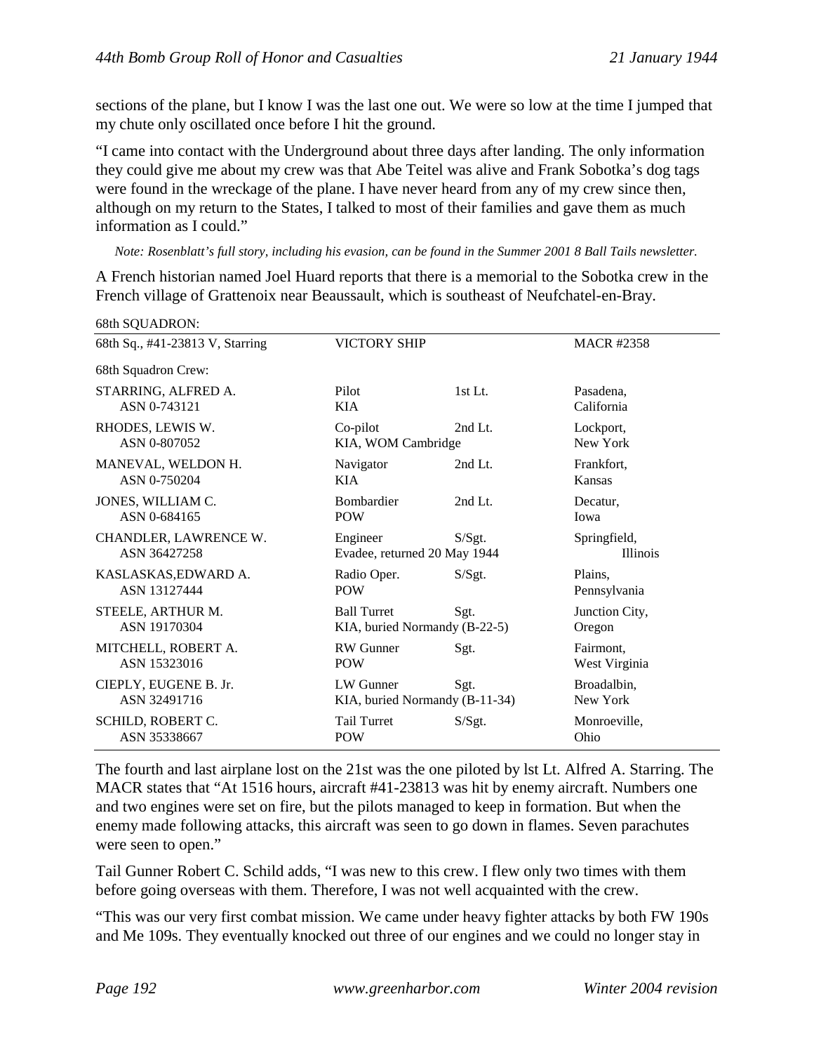sections of the plane, but I know I was the last one out. We were so low at the time I jumped that my chute only oscillated once before I hit the ground.

"I came into contact with the Underground about three days after landing. The only information they could give me about my crew was that Abe Teitel was alive and Frank Sobotka's dog tags were found in the wreckage of the plane. I have never heard from any of my crew since then, although on my return to the States, I talked to most of their families and gave them as much information as I could."

*Note: Rosenblatt's full story, including his evasion, can be found in the Summer 2001 8 Ball Tails newsletter.*

A French historian named Joel Huard reports that there is a memorial to the Sobotka crew in the French village of Grattenoix near Beaussault, which is southeast of Neufchatel-en-Bray.

68th SQUADRON:

| 68th Sq., #41-23813 V, Starring | VICTORY SHIP | | MACR #2358 |
|---|---|---|---|
| 68th Squadron Crew: | | | |
| STARRING, ALFRED A.<br>ASN 0-743121 | Pilot<br>KIA | 1st Lt. | Pasadena,<br>California |
| RHODES, LEWIS W.<br>ASN 0-807052 | Co-pilot<br>KIA, WOM Cambridge | 2nd Lt. | Lockport,<br>New York |
| MANEVAL, WELDON H.<br>ASN 0-750204 | Navigator<br>KIA | 2nd Lt. | Frankfort,<br>Kansas |
| JONES, WILLIAM C.<br>ASN 0-684165 | Bombardier<br>POW | 2nd Lt. | Decatur,<br>Iowa |
| CHANDLER, LAWRENCE W.<br>ASN 36427258 | Engineer<br>Evadee, returned 20 May 1944 | S/Sgt. | Springfield,<br>Illinois |
| KASLASKAS,EDWARD A.<br>ASN 13127444 | Radio Oper.<br>POW | S/Sgt. | Plains,<br>Pennsylvania |
| STEELE, ARTHUR M.<br>ASN 19170304 | Ball Turret<br>KIA, buried Normandy (B-22-5) | Sgt. | Junction City,<br>Oregon |
| MITCHELL, ROBERT A.<br>ASN 15323016 | RW Gunner<br>POW | Sgt. | Fairmont,<br>West Virginia |
| CIEPLY, EUGENE B. Jr.<br>ASN 32491716 | LW Gunner<br>KIA, buried Normandy (B-11-34) | Sgt. | Broadalbin,<br>New York |
| SCHILD, ROBERT C.<br>ASN 35338667 | Tail Turret<br>POW | S/Sgt. | Monroeville,<br>Ohio |

The fourth and last airplane lost on the 21st was the one piloted by lst Lt. Alfred A. Starring. The MACR states that "At 1516 hours, aircraft #41-23813 was hit by enemy aircraft. Numbers one and two engines were set on fire, but the pilots managed to keep in formation. But when the enemy made following attacks, this aircraft was seen to go down in flames. Seven parachutes were seen to open."

Tail Gunner Robert C. Schild adds, "I was new to this crew. I flew only two times with them before going overseas with them. Therefore, I was not well acquainted with the crew.

"This was our very first combat mission. We came under heavy fighter attacks by both FW 190s and Me 109s. They eventually knocked out three of our engines and we could no longer stay in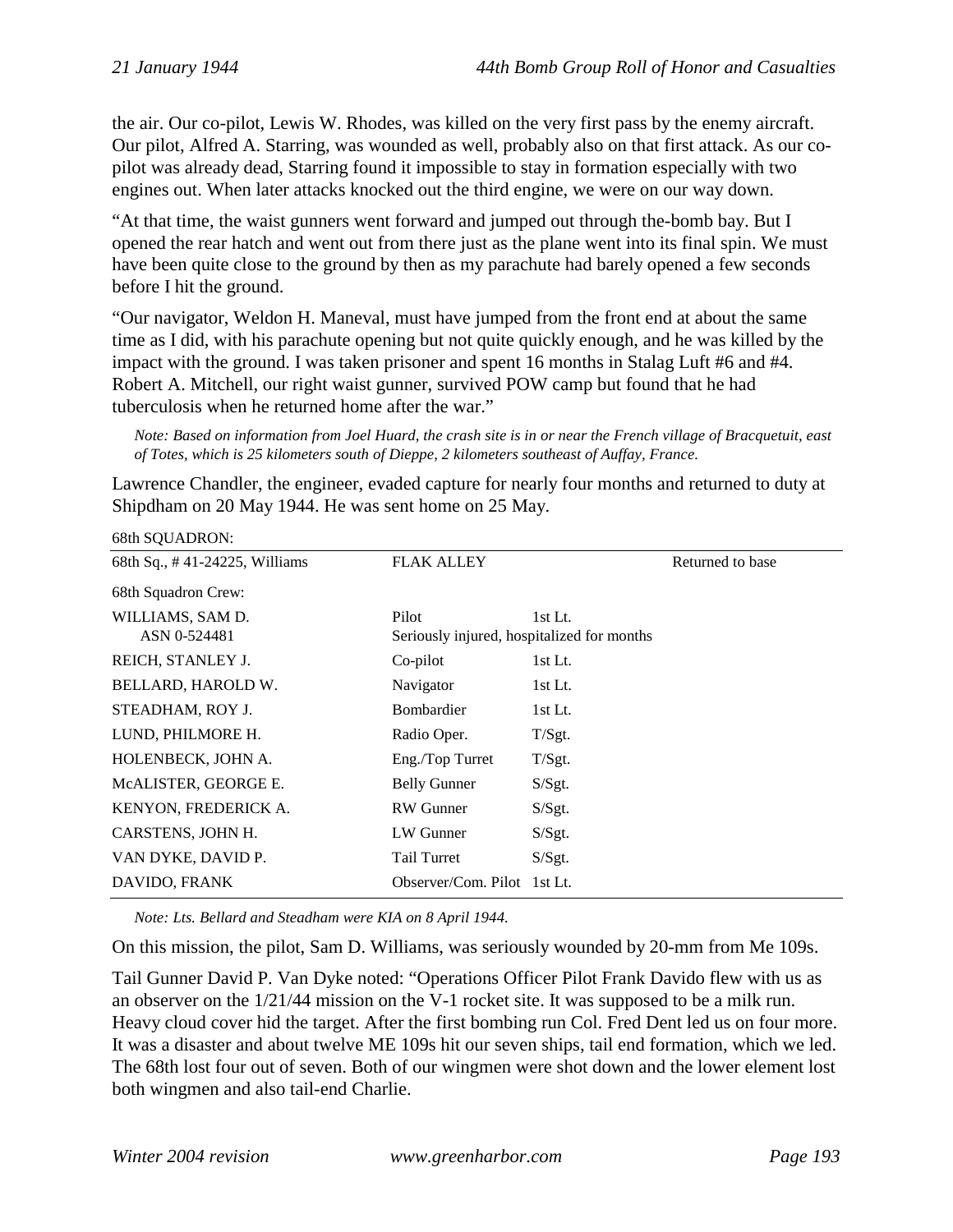the air. Our co-pilot, Lewis W. Rhodes, was killed on the very first pass by the enemy aircraft. Our pilot, Alfred A. Starring, was wounded as well, probably also on that first attack. As our co-pilot was already dead, Starring found it impossible to stay in formation especially with two engines out. When later attacks knocked out the third engine, we were on our way down.

"At that time, the waist gunners went forward and jumped out through the-bomb bay. But I opened the rear hatch and went out from there just as the plane went into its final spin. We must have been quite close to the ground by then as my parachute had barely opened a few seconds before I hit the ground.

"Our navigator, Weldon H. Maneval, must have jumped from the front end at about the same time as I did, with his parachute opening but not quite quickly enough, and he was killed by the impact with the ground. I was taken prisoner and spent 16 months in Stalag Luft #6 and #4. Robert A. Mitchell, our right waist gunner, survived POW camp but found that he had tuberculosis when he returned home after the war."

*Note: Based on information from Joel Huard, the crash site is in or near the French village of Bracquetuit, east of Totes, which is 25 kilometers south of Dieppe, 2 kilometers southeast of Auffay, France.*

Lawrence Chandler, the engineer, evaded capture for nearly four months and returned to duty at Shipdham on 20 May 1944. He was sent home on 25 May.

68th SQUADRON:

| 68th Sq., # 41-24225, Williams | FLAK ALLEY | | Returned to base |
|---|---|---|---|
| 68th Squadron Crew: | | | |
| WILLIAMS, SAM D. ASN 0-524481 | Pilot | 1st Lt. Seriously injured, hospitalized for months | |
| REICH, STANLEY J. | Co-pilot | 1st Lt. | |
| BELLARD, HAROLD W. | Navigator | 1st Lt. | |
| STEADHAM, ROY J. | Bombardier | 1st Lt. | |
| LUND, PHILMORE H. | Radio Oper. | T/Sgt. | |
| HOLENBECK, JOHN A. | Eng./Top Turret | T/Sgt. | |
| McALISTER, GEORGE E. | Belly Gunner | S/Sgt. | |
| KENYON, FREDERICK A. | RW Gunner | S/Sgt. | |
| CARSTENS, JOHN H. | LW Gunner | S/Sgt. | |
| VAN DYKE, DAVID P. | Tail Turret | S/Sgt. | |
| DAVIDO, FRANK | Observer/Com. Pilot | 1st Lt. | |

*Note: Lts. Bellard and Steadham were KIA on 8 April 1944.*

On this mission, the pilot, Sam D. Williams, was seriously wounded by 20-mm from Me 109s.

Tail Gunner David P. Van Dyke noted: "Operations Officer Pilot Frank Davido flew with us as an observer on the 1/21/44 mission on the V-1 rocket site. It was supposed to be a milk run. Heavy cloud cover hid the target. After the first bombing run Col. Fred Dent led us on four more. It was a disaster and about twelve ME 109s hit our seven ships, tail end formation, which we led. The 68th lost four out of seven. Both of our wingmen were shot down and the lower element lost both wingmen and also tail-end Charlie.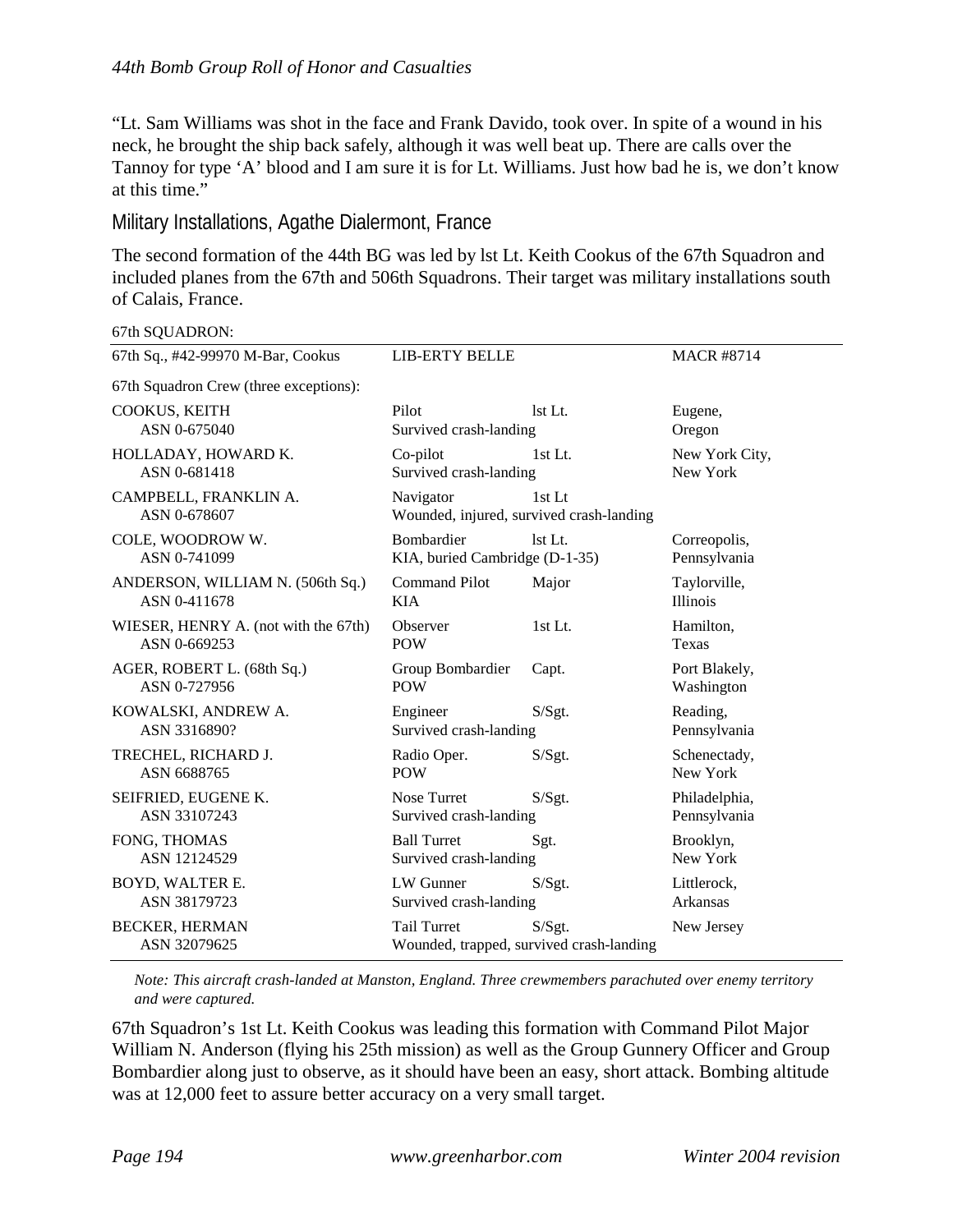"Lt. Sam Williams was shot in the face and Frank Davido, took over. In spite of a wound in his neck, he brought the ship back safely, although it was well beat up. There are calls over the Tannoy for type 'A' blood and I am sure it is for Lt. Williams. Just how bad he is, we don't know at this time."

## Military Installations, Agathe Dialermont, France

The second formation of the 44th BG was led by lst Lt. Keith Cookus of the 67th Squadron and included planes from the 67th and 506th Squadrons. Their target was military installations south of Calais, France.

67th SQUADRON:

| 67th Sq., #42-99970 M-Bar, Cookus | LIB-ERTY BELLE | | MACR #8714 |
|---|---|---|---|
| 67th Squadron Crew (three exceptions): | | | |
| COOKUS, KEITH<br>ASN 0-675040 | Pilot<br>Survived crash-landing | lst Lt. | Eugene,<br>Oregon |
| HOLLADAY, HOWARD K.<br>ASN 0-681418 | Co-pilot<br>Survived crash-landing | 1st Lt. | New York City,<br>New York |
| CAMPBELL, FRANKLIN A.<br>ASN 0-678607 | Navigator<br>Wounded, injured, survived crash-landing | 1st Lt | |
| COLE, WOODROW W.<br>ASN 0-741099 | Bombardier<br>KIA, buried Cambridge (D-1-35) | lst Lt. | Correopolis,<br>Pennsylvania |
| ANDERSON, WILLIAM N. (506th Sq.)<br>ASN 0-411678 | Command Pilot<br>KIA | Major | Taylorville,<br>Illinois |
| WIESER, HENRY A. (not with the 67th)<br>ASN 0-669253 | Observer<br>POW | 1st Lt. | Hamilton,<br>Texas |
| AGER, ROBERT L. (68th Sq.)<br>ASN 0-727956 | Group Bombardier<br>POW | Capt. | Port Blakely,<br>Washington |
| KOWALSKI, ANDREW A.<br>ASN 3316890? | Engineer<br>Survived crash-landing | S/Sgt. | Reading,<br>Pennsylvania |
| TRECHEL, RICHARD J.<br>ASN 6688765 | Radio Oper.<br>POW | S/Sgt. | Schenectady,<br>New York |
| SEIFRIED, EUGENE K.<br>ASN 33107243 | Nose Turret<br>Survived crash-landing | S/Sgt. | Philadelphia,<br>Pennsylvania |
| FONG, THOMAS<br>ASN 12124529 | Ball Turret<br>Survived crash-landing | Sgt. | Brooklyn,<br>New York |
| BOYD, WALTER E.<br>ASN 38179723 | LW Gunner<br>Survived crash-landing | S/Sgt. | Littlerock,<br>Arkansas |
| BECKER, HERMAN<br>ASN 32079625 | Tail Turret<br>Wounded, trapped, survived crash-landing | S/Sgt. | New Jersey |

*Note: This aircraft crash-landed at Manston, England. Three crewmembers parachuted over enemy territory and were captured.*

67th Squadron's 1st Lt. Keith Cookus was leading this formation with Command Pilot Major William N. Anderson (flying his 25th mission) as well as the Group Gunnery Officer and Group Bombardier along just to observe, as it should have been an easy, short attack. Bombing altitude was at 12,000 feet to assure better accuracy on a very small target.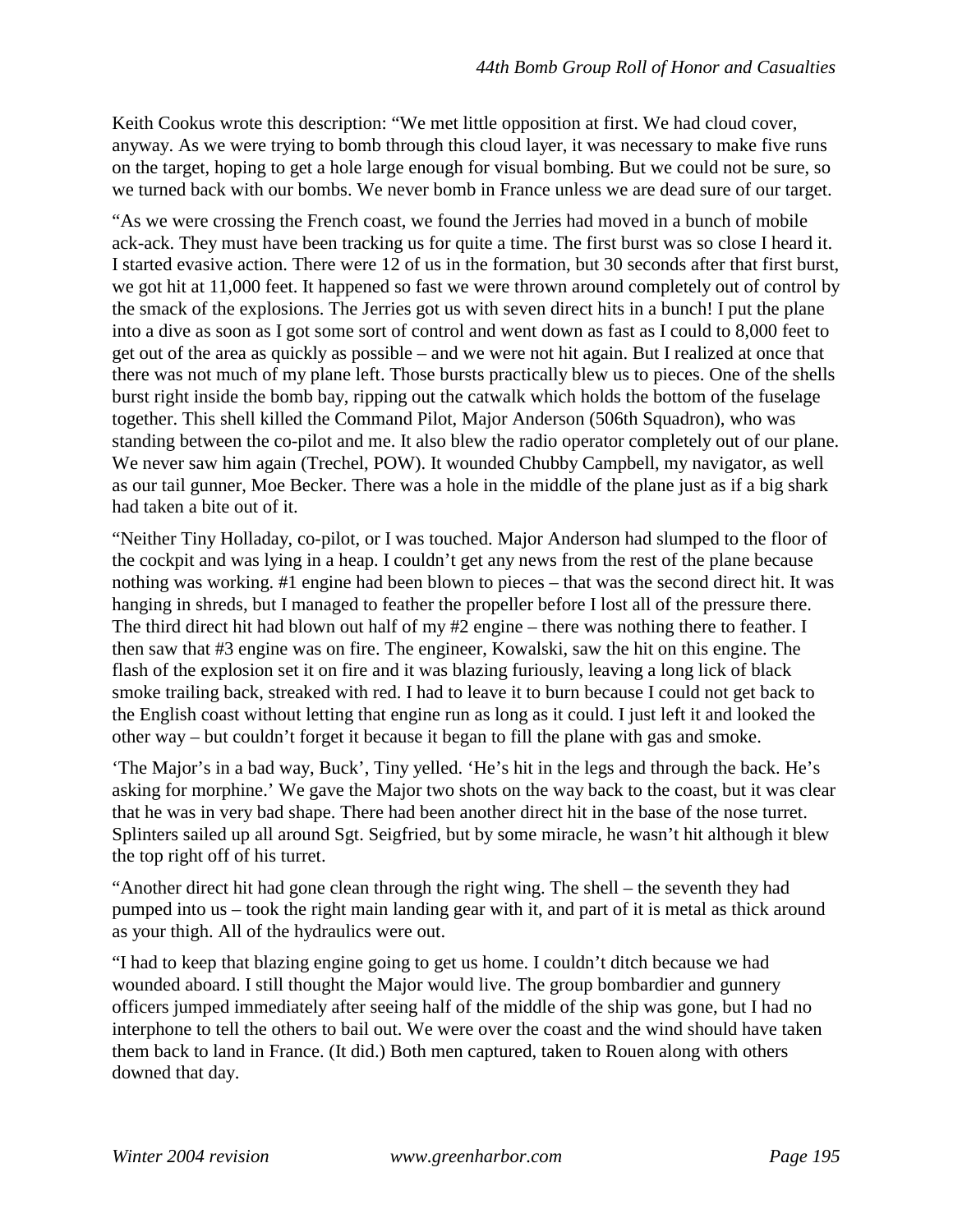Keith Cookus wrote this description: "We met little opposition at first. We had cloud cover, anyway. As we were trying to bomb through this cloud layer, it was necessary to make five runs on the target, hoping to get a hole large enough for visual bombing. But we could not be sure, so we turned back with our bombs. We never bomb in France unless we are dead sure of our target.

"As we were crossing the French coast, we found the Jerries had moved in a bunch of mobile ack-ack. They must have been tracking us for quite a time. The first burst was so close I heard it. I started evasive action. There were 12 of us in the formation, but 30 seconds after that first burst, we got hit at 11,000 feet. It happened so fast we were thrown around completely out of control by the smack of the explosions. The Jerries got us with seven direct hits in a bunch! I put the plane into a dive as soon as I got some sort of control and went down as fast as I could to 8,000 feet to get out of the area as quickly as possible – and we were not hit again. But I realized at once that there was not much of my plane left. Those bursts practically blew us to pieces. One of the shells burst right inside the bomb bay, ripping out the catwalk which holds the bottom of the fuselage together. This shell killed the Command Pilot, Major Anderson (506th Squadron), who was standing between the co-pilot and me. It also blew the radio operator completely out of our plane. We never saw him again (Trechel, POW). It wounded Chubby Campbell, my navigator, as well as our tail gunner, Moe Becker. There was a hole in the middle of the plane just as if a big shark had taken a bite out of it.

"Neither Tiny Holladay, co-pilot, or I was touched. Major Anderson had slumped to the floor of the cockpit and was lying in a heap. I couldn't get any news from the rest of the plane because nothing was working. #1 engine had been blown to pieces – that was the second direct hit. It was hanging in shreds, but I managed to feather the propeller before I lost all of the pressure there. The third direct hit had blown out half of my #2 engine – there was nothing there to feather. I then saw that #3 engine was on fire. The engineer, Kowalski, saw the hit on this engine. The flash of the explosion set it on fire and it was blazing furiously, leaving a long lick of black smoke trailing back, streaked with red. I had to leave it to burn because I could not get back to the English coast without letting that engine run as long as it could. I just left it and looked the other way – but couldn't forget it because it began to fill the plane with gas and smoke.

'The Major's in a bad way, Buck', Tiny yelled. 'He's hit in the legs and through the back. He's asking for morphine.' We gave the Major two shots on the way back to the coast, but it was clear that he was in very bad shape. There had been another direct hit in the base of the nose turret. Splinters sailed up all around Sgt. Seigfried, but by some miracle, he wasn't hit although it blew the top right off of his turret.

"Another direct hit had gone clean through the right wing. The shell – the seventh they had pumped into us – took the right main landing gear with it, and part of it is metal as thick around as your thigh. All of the hydraulics were out.

"I had to keep that blazing engine going to get us home. I couldn't ditch because we had wounded aboard. I still thought the Major would live. The group bombardier and gunnery officers jumped immediately after seeing half of the middle of the ship was gone, but I had no interphone to tell the others to bail out. We were over the coast and the wind should have taken them back to land in France. (It did.) Both men captured, taken to Rouen along with others downed that day.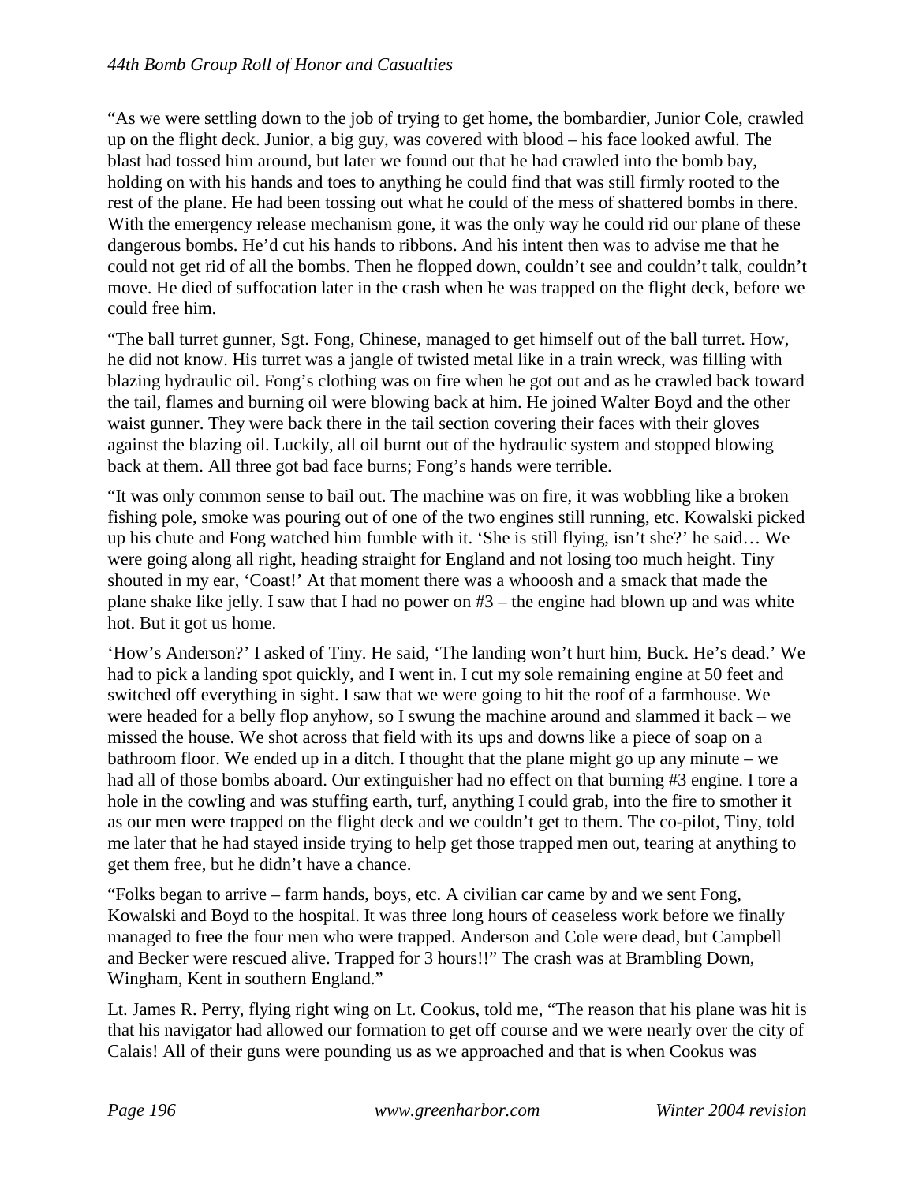"As we were settling down to the job of trying to get home, the bombardier, Junior Cole, crawled up on the flight deck. Junior, a big guy, was covered with blood – his face looked awful. The blast had tossed him around, but later we found out that he had crawled into the bomb bay, holding on with his hands and toes to anything he could find that was still firmly rooted to the rest of the plane. He had been tossing out what he could of the mess of shattered bombs in there. With the emergency release mechanism gone, it was the only way he could rid our plane of these dangerous bombs. He'd cut his hands to ribbons. And his intent then was to advise me that he could not get rid of all the bombs. Then he flopped down, couldn't see and couldn't talk, couldn't move. He died of suffocation later in the crash when he was trapped on the flight deck, before we could free him.

"The ball turret gunner, Sgt. Fong, Chinese, managed to get himself out of the ball turret. How, he did not know. His turret was a jangle of twisted metal like in a train wreck, was filling with blazing hydraulic oil. Fong's clothing was on fire when he got out and as he crawled back toward the tail, flames and burning oil were blowing back at him. He joined Walter Boyd and the other waist gunner. They were back there in the tail section covering their faces with their gloves against the blazing oil. Luckily, all oil burnt out of the hydraulic system and stopped blowing back at them. All three got bad face burns; Fong's hands were terrible.

"It was only common sense to bail out. The machine was on fire, it was wobbling like a broken fishing pole, smoke was pouring out of one of the two engines still running, etc. Kowalski picked up his chute and Fong watched him fumble with it. 'She is still flying, isn't she?' he said… We were going along all right, heading straight for England and not losing too much height. Tiny shouted in my ear, 'Coast!' At that moment there was a whooosh and a smack that made the plane shake like jelly. I saw that I had no power on #3 – the engine had blown up and was white hot. But it got us home.

'How's Anderson?' I asked of Tiny. He said, 'The landing won't hurt him, Buck. He's dead.' We had to pick a landing spot quickly, and I went in. I cut my sole remaining engine at 50 feet and switched off everything in sight. I saw that we were going to hit the roof of a farmhouse. We were headed for a belly flop anyhow, so I swung the machine around and slammed it back – we missed the house. We shot across that field with its ups and downs like a piece of soap on a bathroom floor. We ended up in a ditch. I thought that the plane might go up any minute – we had all of those bombs aboard. Our extinguisher had no effect on that burning #3 engine. I tore a hole in the cowling and was stuffing earth, turf, anything I could grab, into the fire to smother it as our men were trapped on the flight deck and we couldn't get to them. The co-pilot, Tiny, told me later that he had stayed inside trying to help get those trapped men out, tearing at anything to get them free, but he didn't have a chance.

"Folks began to arrive – farm hands, boys, etc. A civilian car came by and we sent Fong, Kowalski and Boyd to the hospital. It was three long hours of ceaseless work before we finally managed to free the four men who were trapped. Anderson and Cole were dead, but Campbell and Becker were rescued alive. Trapped for 3 hours!!" The crash was at Brambling Down, Wingham, Kent in southern England."

Lt. James R. Perry, flying right wing on Lt. Cookus, told me, "The reason that his plane was hit is that his navigator had allowed our formation to get off course and we were nearly over the city of Calais! All of their guns were pounding us as we approached and that is when Cookus was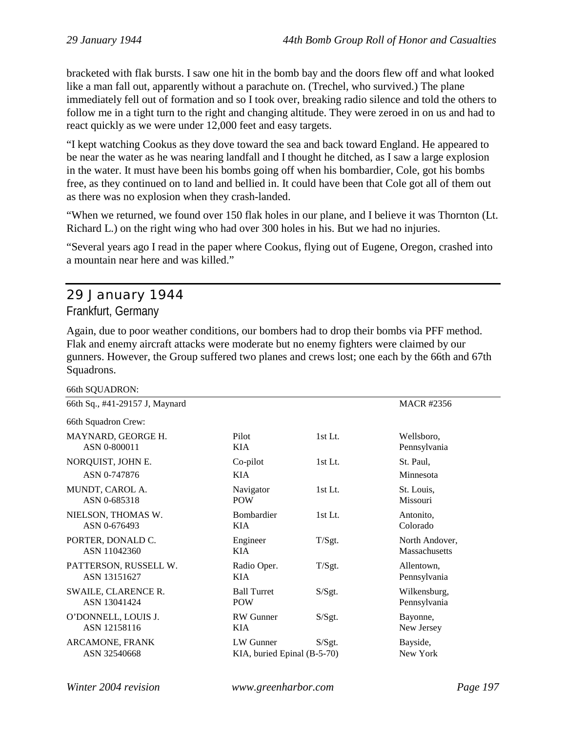bracketed with flak bursts. I saw one hit in the bomb bay and the doors flew off and what looked like a man fall out, apparently without a parachute on. (Trechel, who survived.) The plane immediately fell out of formation and so I took over, breaking radio silence and told the others to follow me in a tight turn to the right and changing altitude. They were zeroed in on us and had to react quickly as we were under 12,000 feet and easy targets.

"I kept watching Cookus as they dove toward the sea and back toward England. He appeared to be near the water as he was nearing landfall and I thought he ditched, as I saw a large explosion in the water. It must have been his bombs going off when his bombardier, Cole, got his bombs free, as they continued on to land and bellied in. It could have been that Cole got all of them out as there was no explosion when they crash-landed.

"When we returned, we found over 150 flak holes in our plane, and I believe it was Thornton (Lt. Richard L.) on the right wing who had over 300 holes in his. But we had no injuries.

"Several years ago I read in the paper where Cookus, flying out of Eugene, Oregon, crashed into a mountain near here and was killed."

## 29 January 1944

### Frankfurt, Germany

Again, due to poor weather conditions, our bombers had to drop their bombs via PFF method. Flak and enemy aircraft attacks were moderate but no enemy fighters were claimed by our gunners. However, the Group suffered two planes and crews lost; one each by the 66th and 67th Squadrons.

66th SQUADRON:

| 66th Sq., #41-29157 J, Maynard | | | MACR #2356 |
|---|---|---|---|
| 66th Squadron Crew: | | | |
| MAYNARD, GEORGE H.<br>ASN 0-800011 | Pilot<br>KIA | 1st Lt. | Wellsboro,<br>Pennsylvania |
| NORQUIST, JOHN E.<br>ASN 0-747876 | Co-pilot<br>KIA | 1st Lt. | St. Paul,<br>Minnesota |
| MUNDT, CAROL A.<br>ASN 0-685318 | Navigator<br>POW | 1st Lt. | St. Louis,<br>Missouri |
| NIELSON, THOMAS W.<br>ASN 0-676493 | Bombardier<br>KIA | 1st Lt. | Antonito,<br>Colorado |
| PORTER, DONALD C.<br>ASN 11042360 | Engineer<br>KIA | T/Sgt. | North Andover,<br>Massachusetts |
| PATTERSON, RUSSELL W.<br>ASN 13151627 | Radio Oper.<br>KIA | T/Sgt. | Allentown,<br>Pennsylvania |
| SWAILE, CLARENCE R.<br>ASN 13041424 | Ball Turret<br>POW | S/Sgt. | Wilkensburg,<br>Pennsylvania |
| O'DONNELL, LOUIS J.<br>ASN 12158116 | RW Gunner<br>KIA | S/Sgt. | Bayonne,<br>New Jersey |
| ARCAMONE, FRANK<br>ASN 32540668 | LW Gunner<br>KIA, buried Epinal (B-5-70) | S/Sgt. | Bayside,<br>New York |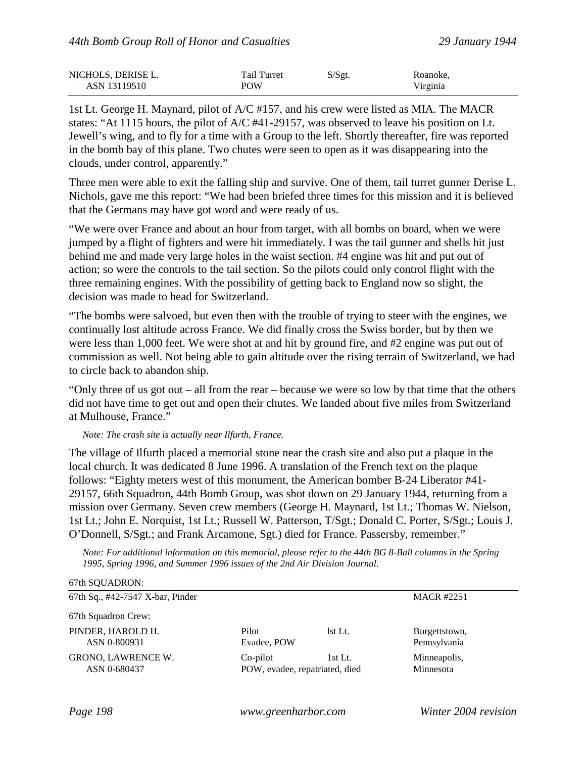| NICHOLS, DERISE L. ASN 13119510 | Tail Turret POW | S/Sgt. | Roanoke, Virginia |
|---|---|---|---|

1st Lt. George H. Maynard, pilot of A/C #157, and his crew were listed as MIA. The MACR states: "At 1115 hours, the pilot of A/C #41-29157, was observed to leave his position on Lt. Jewell's wing, and to fly for a time with a Group to the left. Shortly thereafter, fire was reported in the bomb bay of this plane. Two chutes were seen to open as it was disappearing into the clouds, under control, apparently."

Three men were able to exit the falling ship and survive. One of them, tail turret gunner Derise L. Nichols, gave me this report: "We had been briefed three times for this mission and it is believed that the Germans may have got word and were ready of us.

"We were over France and about an hour from target, with all bombs on board, when we were jumped by a flight of fighters and were hit immediately. I was the tail gunner and shells hit just behind me and made very large holes in the waist section. #4 engine was hit and put out of action; so were the controls to the tail section. So the pilots could only control flight with the three remaining engines. With the possibility of getting back to England now so slight, the decision was made to head for Switzerland.

"The bombs were salvoed, but even then with the trouble of trying to steer with the engines, we continually lost altitude across France. We did finally cross the Swiss border, but by then we were less than 1,000 feet. We were shot at and hit by ground fire, and #2 engine was put out of commission as well. Not being able to gain altitude over the rising terrain of Switzerland, we had to circle back to abandon ship.

"Only three of us got out – all from the rear – because we were so low by that time that the others did not have time to get out and open their chutes. We landed about five miles from Switzerland at Mulhouse, France."

*Note: The crash site is actually near Ilfurth, France.*

The village of Ilfurth placed a memorial stone near the crash site and also put a plaque in the local church. It was dedicated 8 June 1996. A translation of the French text on the plaque follows: "Eighty meters west of this monument, the American bomber B-24 Liberator #41-29157, 66th Squadron, 44th Bomb Group, was shot down on 29 January 1944, returning from a mission over Germany. Seven crew members (George H. Maynard, 1st Lt.; Thomas W. Nielson, 1st Lt.; John E. Norquist, 1st Lt.; Russell W. Patterson, T/Sgt.; Donald C. Porter, S/Sgt.; Louis J. O'Donnell, S/Sgt.; and Frank Arcamone, Sgt.) died for France. Passersby, remember."

*Note: For additional information on this memorial, please refer to the 44th BG 8-Ball columns in the Spring 1995, Spring 1996, and Summer 1996 issues of the 2nd Air Division Journal.*

67th SQUADRON:

| 67th Sq., #42-7547 X-bar, Pinder | | | MACR #2251 |
|---|---|---|---|
| 67th Squadron Crew: | | | |
| PINDER, HAROLD H. ASN 0-800931 | Pilot Evadee, POW | lst Lt. | Burgettstown, Pennsylvania |
| GRONO, LAWRENCE W. ASN 0-680437 | Co-pilot POW, evadee, repatriated, died | 1st Lt. | Minneapolis, Minnesota |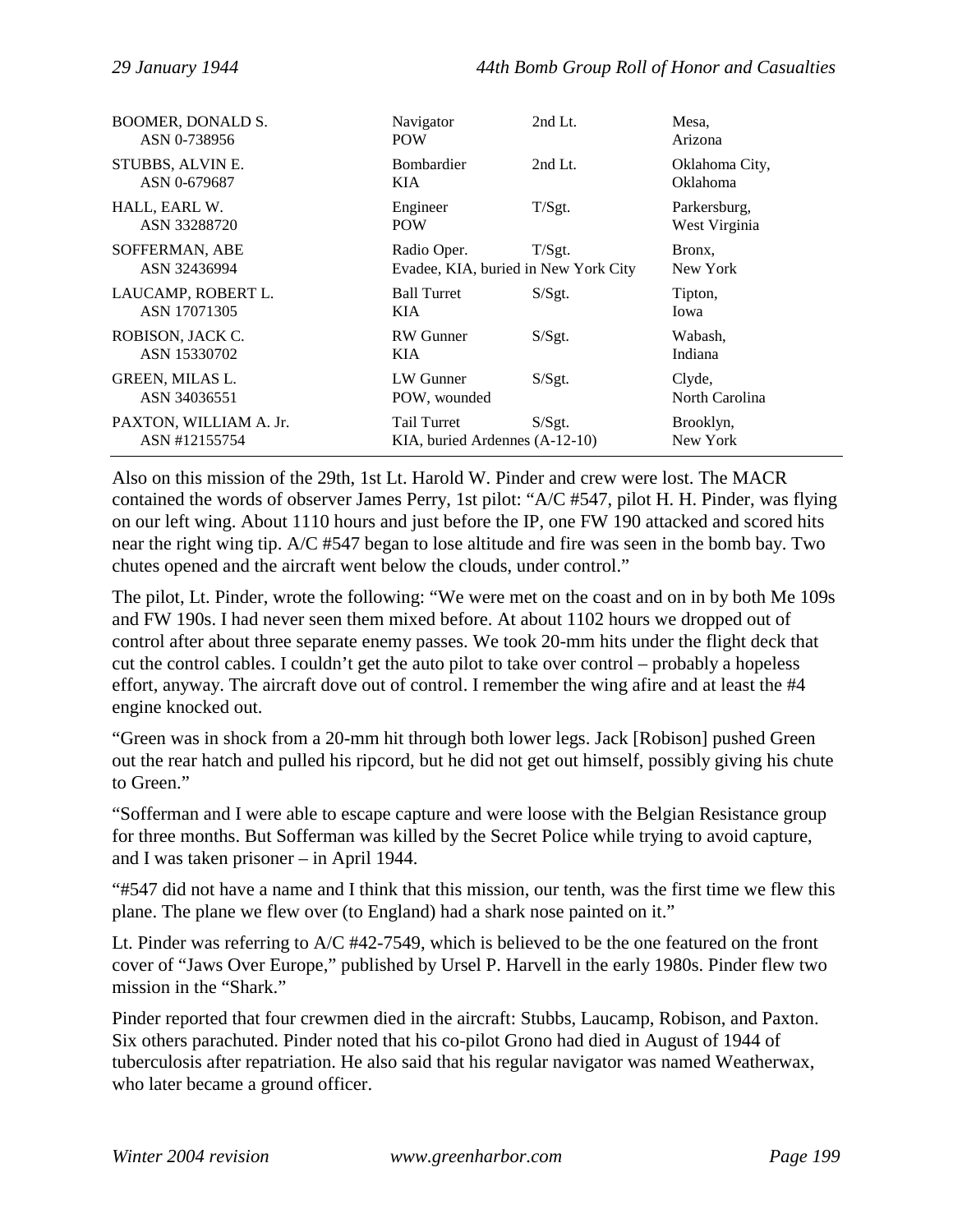| | | | |
|---|---|---|---|
| BOOMER, DONALD S.<br>ASN 0-738956 | Navigator<br>POW | 2nd Lt. | Mesa,<br>Arizona |
| STUBBS, ALVIN E.<br>ASN 0-679687 | Bombardier<br>KIA | 2nd Lt. | Oklahoma City,<br>Oklahoma |
| HALL, EARL W.<br>ASN 33288720 | Engineer<br>POW | T/Sgt. | Parkersburg,<br>West Virginia |
| SOFFERMAN, ABE<br>ASN 32436994 | Radio Oper.<br>Evadee, KIA, buried in New York City | T/Sgt. | Bronx,<br>New York |
| LAUCAMP, ROBERT L.<br>ASN 17071305 | Ball Turret<br>KIA | S/Sgt. | Tipton,<br>Iowa |
| ROBISON, JACK C.<br>ASN 15330702 | RW Gunner<br>KIA | S/Sgt. | Wabash,<br>Indiana |
| GREEN, MILAS L.<br>ASN 34036551 | LW Gunner<br>POW, wounded | S/Sgt. | Clyde,<br>North Carolina |
| PAXTON, WILLIAM A. Jr.<br>ASN #12155754 | Tail Turret<br>KIA, buried Ardennes (A-12-10) | S/Sgt. | Brooklyn,<br>New York |

Also on this mission of the 29th, 1st Lt. Harold W. Pinder and crew were lost. The MACR contained the words of observer James Perry, 1st pilot: "A/C #547, pilot H. H. Pinder, was flying on our left wing. About 1110 hours and just before the IP, one FW 190 attacked and scored hits near the right wing tip. A/C #547 began to lose altitude and fire was seen in the bomb bay. Two chutes opened and the aircraft went below the clouds, under control."

The pilot, Lt. Pinder, wrote the following: "We were met on the coast and on in by both Me 109s and FW 190s. I had never seen them mixed before. At about 1102 hours we dropped out of control after about three separate enemy passes. We took 20-mm hits under the flight deck that cut the control cables. I couldn't get the auto pilot to take over control – probably a hopeless effort, anyway. The aircraft dove out of control. I remember the wing afire and at least the #4 engine knocked out.

"Green was in shock from a 20-mm hit through both lower legs. Jack [Robison] pushed Green out the rear hatch and pulled his ripcord, but he did not get out himself, possibly giving his chute to Green."

"Sofferman and I were able to escape capture and were loose with the Belgian Resistance group for three months. But Sofferman was killed by the Secret Police while trying to avoid capture, and I was taken prisoner – in April 1944.

"#547 did not have a name and I think that this mission, our tenth, was the first time we flew this plane. The plane we flew over (to England) had a shark nose painted on it."

Lt. Pinder was referring to A/C #42-7549, which is believed to be the one featured on the front cover of "Jaws Over Europe," published by Ursel P. Harvell in the early 1980s. Pinder flew two mission in the "Shark."

Pinder reported that four crewmen died in the aircraft: Stubbs, Laucamp, Robison, and Paxton. Six others parachuted. Pinder noted that his co-pilot Grono had died in August of 1944 of tuberculosis after repatriation. He also said that his regular navigator was named Weatherwax, who later became a ground officer.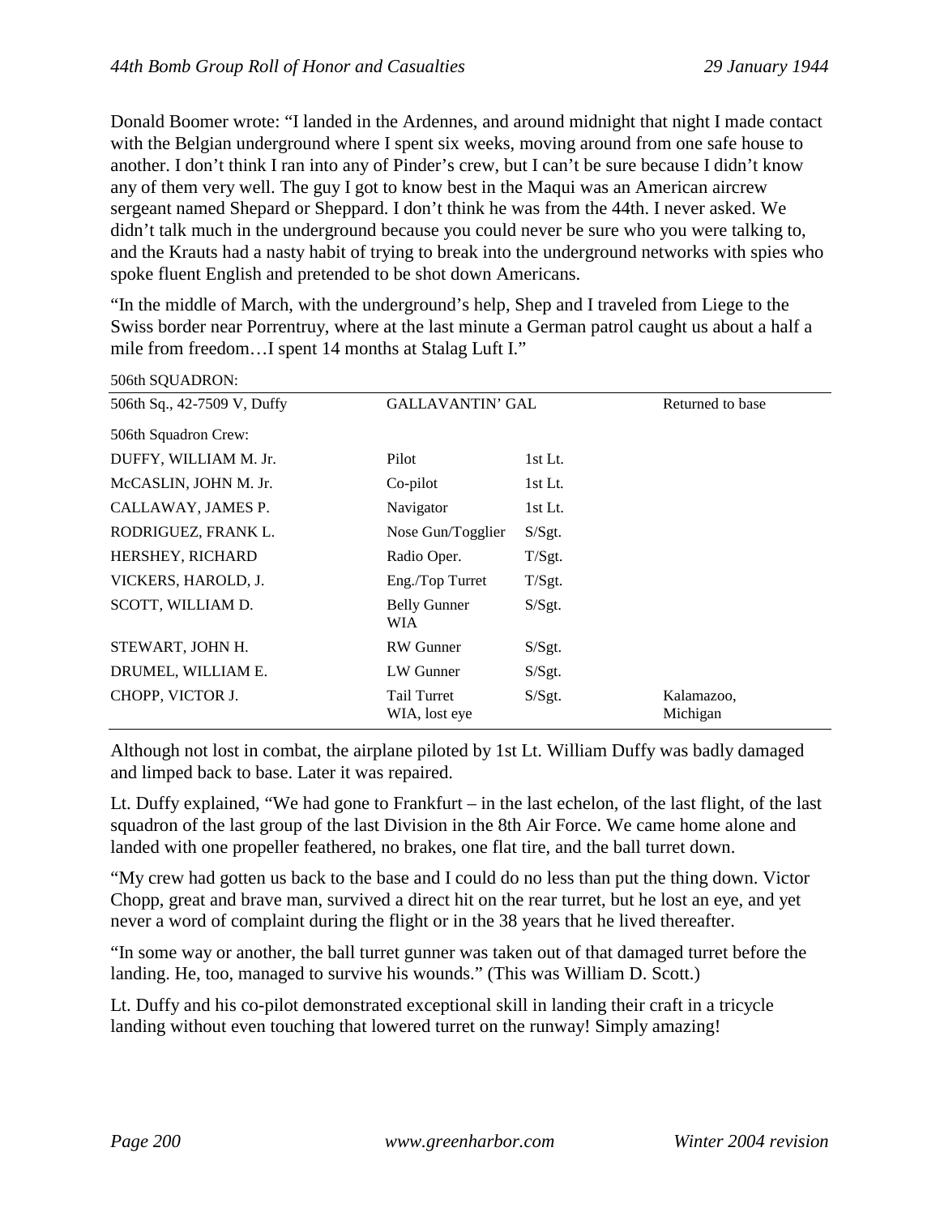Donald Boomer wrote: “I landed in the Ardennes, and around midnight that night I made contact with the Belgian underground where I spent six weeks, moving around from one safe house to another. I don’t think I ran into any of Pinder’s crew, but I can’t be sure because I didn’t know any of them very well. The guy I got to know best in the Maqui was an American aircrew sergeant named Shepard or Sheppard. I don’t think he was from the 44th. I never asked. We didn’t talk much in the underground because you could never be sure who you were talking to, and the Krauts had a nasty habit of trying to break into the underground networks with spies who spoke fluent English and pretended to be shot down Americans.

“In the middle of March, with the underground’s help, Shep and I traveled from Liege to the Swiss border near Porrentruy, where at the last minute a German patrol caught us about a half a mile from freedom…I spent 14 months at Stalag Luft I.”

506th SQUADRON:

| | | | |
|---|---|---|---|
| 506th Sq., 42-7509 V, Duffy | GALLAVANTIN’ GAL | | Returned to base |
| 506th Squadron Crew: | | | |
| DUFFY, WILLIAM M. Jr. | Pilot | 1st Lt. | |
| McCASLIN, JOHN M. Jr. | Co-pilot | 1st Lt. | |
| CALLAWAY, JAMES P. | Navigator | 1st Lt. | |
| RODRIGUEZ, FRANK L. | Nose Gun/Togglier | S/Sgt. | |
| HERSHEY, RICHARD | Radio Oper. | T/Sgt. | |
| VICKERS, HAROLD, J. | Eng./Top Turret | T/Sgt. | |
| SCOTT, WILLIAM D. | Belly Gunner WIA | S/Sgt. | |
| STEWART, JOHN H. | RW Gunner | S/Sgt. | |
| DRUMEL, WILLIAM E. | LW Gunner | S/Sgt. | |
| CHOPP, VICTOR J. | Tail Turret WIA, lost eye | S/Sgt. | Kalamazoo, Michigan |

Although not lost in combat, the airplane piloted by 1st Lt. William Duffy was badly damaged and limped back to base. Later it was repaired.

Lt. Duffy explained, “We had gone to Frankfurt – in the last echelon, of the last flight, of the last squadron of the last group of the last Division in the 8th Air Force. We came home alone and landed with one propeller feathered, no brakes, one flat tire, and the ball turret down.

“My crew had gotten us back to the base and I could do no less than put the thing down. Victor Chopp, great and brave man, survived a direct hit on the rear turret, but he lost an eye, and yet never a word of complaint during the flight or in the 38 years that he lived thereafter.

“In some way or another, the ball turret gunner was taken out of that damaged turret before the landing. He, too, managed to survive his wounds.” (This was William D. Scott.)

Lt. Duffy and his co-pilot demonstrated exceptional skill in landing their craft in a tricycle landing without even touching that lowered turret on the runway! Simply amazing!